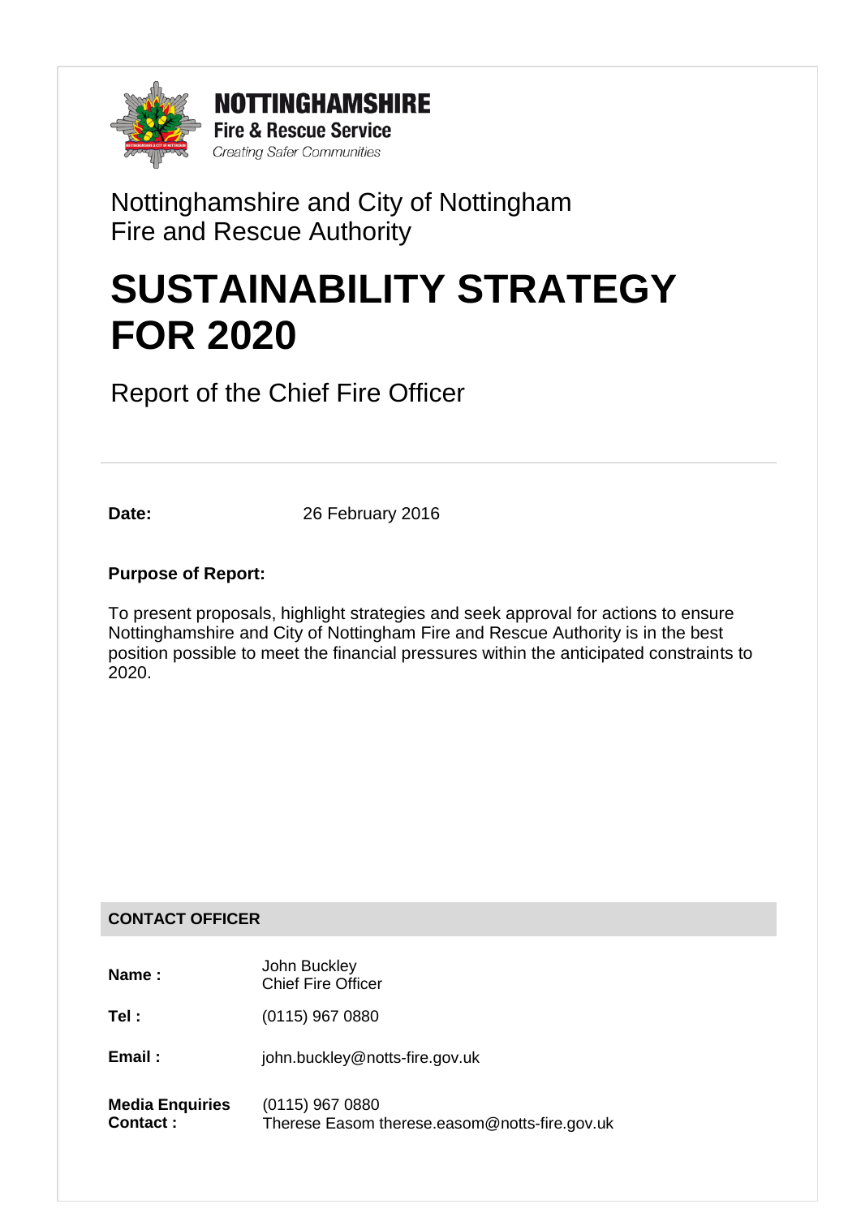**NOTTINGHAMSHIRE**
**Fire & Rescue Service**
*Creating Safer Communities*

Nottinghamshire and City of Nottingham
Fire and Rescue Authority

# SUSTAINABILITY STRATEGY FOR 2020

Report of the Chief Fire Officer

---

**Date:** 26 February 2016

**Purpose of Report:**

To present proposals, highlight strategies and seek approval for actions to ensure Nottinghamshire and City of Nottingham Fire and Rescue Authority is in the best position possible to meet the financial pressures within the anticipated constraints to 2020.

**CONTACT OFFICER**

| | |
|---|---|
| **Name :** | John Buckley<br>Chief Fire Officer |
| **Tel :** | (0115) 967 0880 |
| **Email :** | john.buckley@notts-fire.gov.uk |
| **Media Enquiries Contact :** | (0115) 967 0880<br>Therese Easom therese.easom@notts-fire.gov.uk |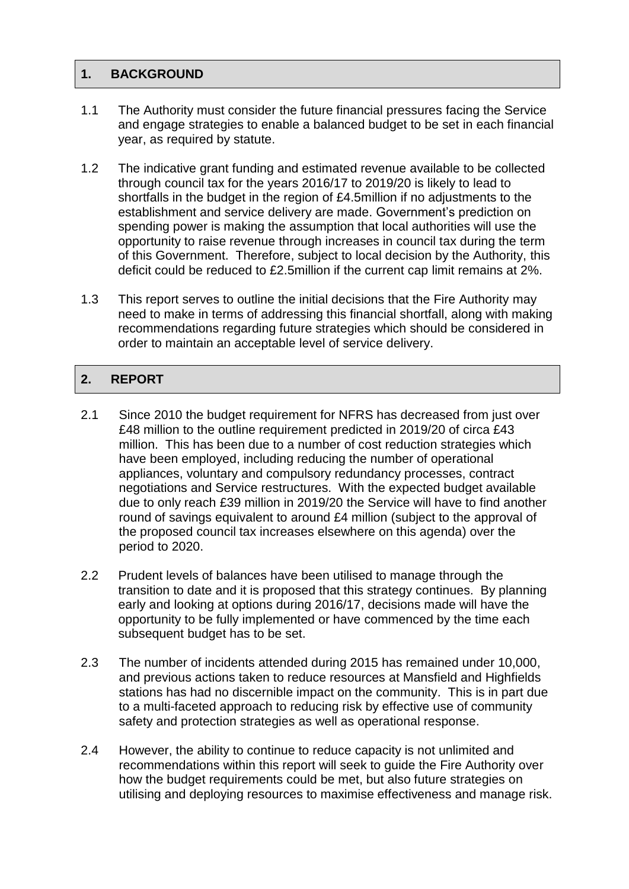## 1. BACKGROUND

1.1 The Authority must consider the future financial pressures facing the Service and engage strategies to enable a balanced budget to be set in each financial year, as required by statute.

1.2 The indicative grant funding and estimated revenue available to be collected through council tax for the years 2016/17 to 2019/20 is likely to lead to shortfalls in the budget in the region of £4.5million if no adjustments to the establishment and service delivery are made. Government's prediction on spending power is making the assumption that local authorities will use the opportunity to raise revenue through increases in council tax during the term of this Government. Therefore, subject to local decision by the Authority, this deficit could be reduced to £2.5million if the current cap limit remains at 2%.

1.3 This report serves to outline the initial decisions that the Fire Authority may need to make in terms of addressing this financial shortfall, along with making recommendations regarding future strategies which should be considered in order to maintain an acceptable level of service delivery.

## 2. REPORT

2.1 Since 2010 the budget requirement for NFRS has decreased from just over £48 million to the outline requirement predicted in 2019/20 of circa £43 million. This has been due to a number of cost reduction strategies which have been employed, including reducing the number of operational appliances, voluntary and compulsory redundancy processes, contract negotiations and Service restructures. With the expected budget available due to only reach £39 million in 2019/20 the Service will have to find another round of savings equivalent to around £4 million (subject to the approval of the proposed council tax increases elsewhere on this agenda) over the period to 2020.

2.2 Prudent levels of balances have been utilised to manage through the transition to date and it is proposed that this strategy continues. By planning early and looking at options during 2016/17, decisions made will have the opportunity to be fully implemented or have commenced by the time each subsequent budget has to be set.

2.3 The number of incidents attended during 2015 has remained under 10,000, and previous actions taken to reduce resources at Mansfield and Highfields stations has had no discernible impact on the community. This is in part due to a multi-faceted approach to reducing risk by effective use of community safety and protection strategies as well as operational response.

2.4 However, the ability to continue to reduce capacity is not unlimited and recommendations within this report will seek to guide the Fire Authority over how the budget requirements could be met, but also future strategies on utilising and deploying resources to maximise effectiveness and manage risk.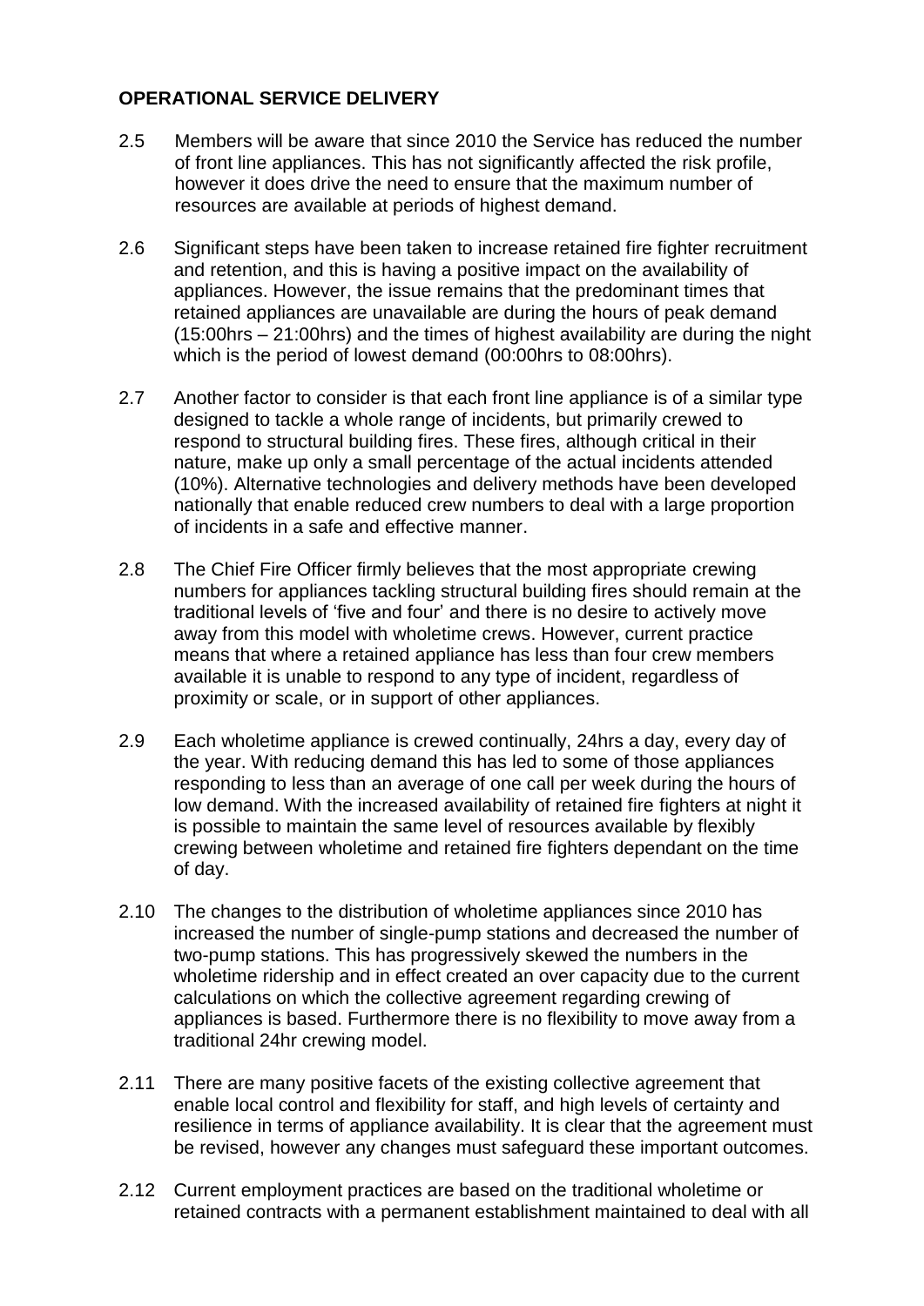**OPERATIONAL SERVICE DELIVERY**

2.5 Members will be aware that since 2010 the Service has reduced the number of front line appliances. This has not significantly affected the risk profile, however it does drive the need to ensure that the maximum number of resources are available at periods of highest demand.

2.6 Significant steps have been taken to increase retained fire fighter recruitment and retention, and this is having a positive impact on the availability of appliances. However, the issue remains that the predominant times that retained appliances are unavailable are during the hours of peak demand (15:00hrs – 21:00hrs) and the times of highest availability are during the night which is the period of lowest demand (00:00hrs to 08:00hrs).

2.7 Another factor to consider is that each front line appliance is of a similar type designed to tackle a whole range of incidents, but primarily crewed to respond to structural building fires. These fires, although critical in their nature, make up only a small percentage of the actual incidents attended (10%). Alternative technologies and delivery methods have been developed nationally that enable reduced crew numbers to deal with a large proportion of incidents in a safe and effective manner.

2.8 The Chief Fire Officer firmly believes that the most appropriate crewing numbers for appliances tackling structural building fires should remain at the traditional levels of 'five and four' and there is no desire to actively move away from this model with wholetime crews. However, current practice means that where a retained appliance has less than four crew members available it is unable to respond to any type of incident, regardless of proximity or scale, or in support of other appliances.

2.9 Each wholetime appliance is crewed continually, 24hrs a day, every day of the year. With reducing demand this has led to some of those appliances responding to less than an average of one call per week during the hours of low demand. With the increased availability of retained fire fighters at night it is possible to maintain the same level of resources available by flexibly crewing between wholetime and retained fire fighters dependant on the time of day.

2.10 The changes to the distribution of wholetime appliances since 2010 has increased the number of single-pump stations and decreased the number of two-pump stations. This has progressively skewed the numbers in the wholetime ridership and in effect created an over capacity due to the current calculations on which the collective agreement regarding crewing of appliances is based. Furthermore there is no flexibility to move away from a traditional 24hr crewing model.

2.11 There are many positive facets of the existing collective agreement that enable local control and flexibility for staff, and high levels of certainty and resilience in terms of appliance availability. It is clear that the agreement must be revised, however any changes must safeguard these important outcomes.

2.12 Current employment practices are based on the traditional wholetime or retained contracts with a permanent establishment maintained to deal with all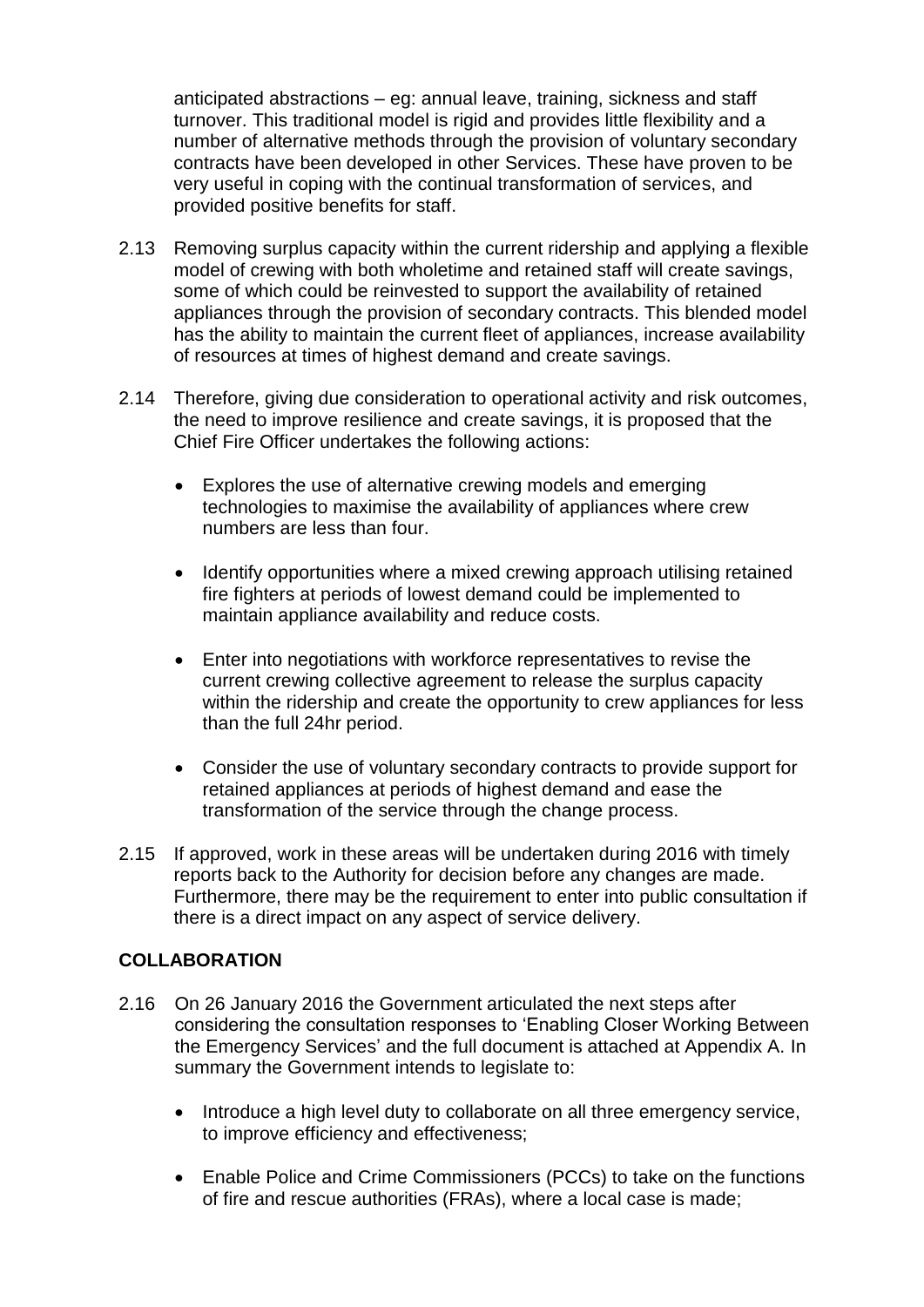anticipated abstractions – eg: annual leave, training, sickness and staff turnover. This traditional model is rigid and provides little flexibility and a number of alternative methods through the provision of voluntary secondary contracts have been developed in other Services. These have proven to be very useful in coping with the continual transformation of services, and provided positive benefits for staff.

2.13 Removing surplus capacity within the current ridership and applying a flexible model of crewing with both wholetime and retained staff will create savings, some of which could be reinvested to support the availability of retained appliances through the provision of secondary contracts. This blended model has the ability to maintain the current fleet of appliances, increase availability of resources at times of highest demand and create savings.

2.14 Therefore, giving due consideration to operational activity and risk outcomes, the need to improve resilience and create savings, it is proposed that the Chief Fire Officer undertakes the following actions:

- Explores the use of alternative crewing models and emerging technologies to maximise the availability of appliances where crew numbers are less than four.
- Identify opportunities where a mixed crewing approach utilising retained fire fighters at periods of lowest demand could be implemented to maintain appliance availability and reduce costs.
- Enter into negotiations with workforce representatives to revise the current crewing collective agreement to release the surplus capacity within the ridership and create the opportunity to crew appliances for less than the full 24hr period.
- Consider the use of voluntary secondary contracts to provide support for retained appliances at periods of highest demand and ease the transformation of the service through the change process.

2.15 If approved, work in these areas will be undertaken during 2016 with timely reports back to the Authority for decision before any changes are made. Furthermore, there may be the requirement to enter into public consultation if there is a direct impact on any aspect of service delivery.

**COLLABORATION**

2.16 On 26 January 2016 the Government articulated the next steps after considering the consultation responses to 'Enabling Closer Working Between the Emergency Services' and the full document is attached at Appendix A. In summary the Government intends to legislate to:

- Introduce a high level duty to collaborate on all three emergency service, to improve efficiency and effectiveness;
- Enable Police and Crime Commissioners (PCCs) to take on the functions of fire and rescue authorities (FRAs), where a local case is made;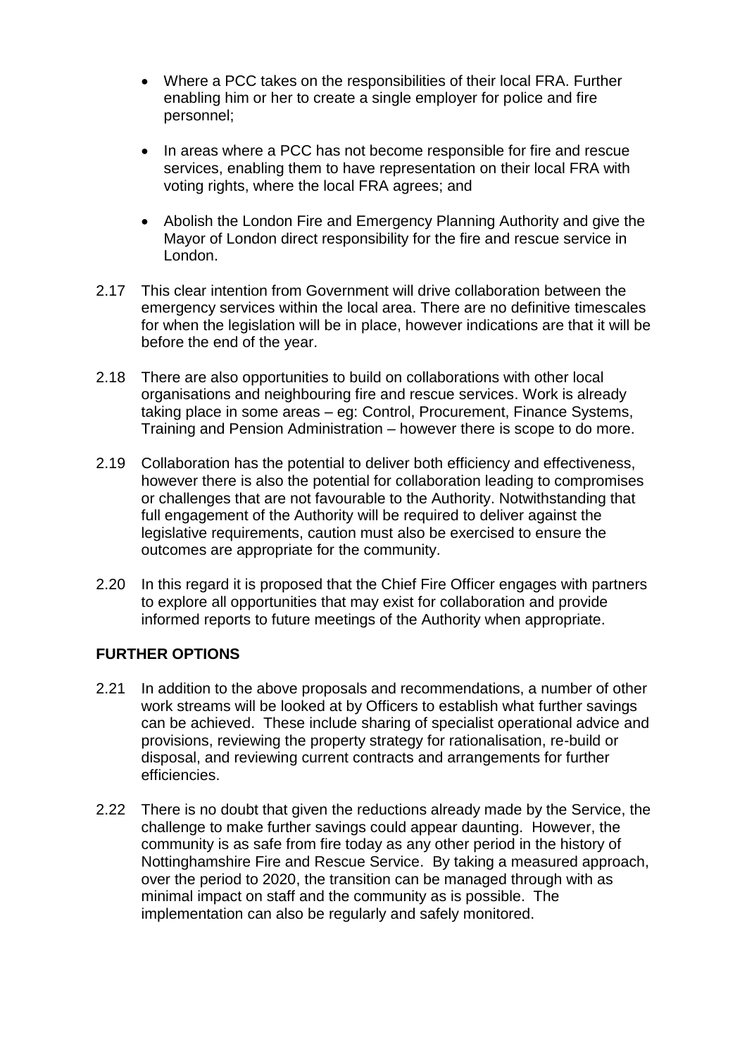- Where a PCC takes on the responsibilities of their local FRA. Further enabling him or her to create a single employer for police and fire personnel;

- In areas where a PCC has not become responsible for fire and rescue services, enabling them to have representation on their local FRA with voting rights, where the local FRA agrees; and

- Abolish the London Fire and Emergency Planning Authority and give the Mayor of London direct responsibility for the fire and rescue service in London.

2.17 This clear intention from Government will drive collaboration between the emergency services within the local area. There are no definitive timescales for when the legislation will be in place, however indications are that it will be before the end of the year.

2.18 There are also opportunities to build on collaborations with other local organisations and neighbouring fire and rescue services. Work is already taking place in some areas – eg: Control, Procurement, Finance Systems, Training and Pension Administration – however there is scope to do more.

2.19 Collaboration has the potential to deliver both efficiency and effectiveness, however there is also the potential for collaboration leading to compromises or challenges that are not favourable to the Authority. Notwithstanding that full engagement of the Authority will be required to deliver against the legislative requirements, caution must also be exercised to ensure the outcomes are appropriate for the community.

2.20 In this regard it is proposed that the Chief Fire Officer engages with partners to explore all opportunities that may exist for collaboration and provide informed reports to future meetings of the Authority when appropriate.

**FURTHER OPTIONS**

2.21 In addition to the above proposals and recommendations, a number of other work streams will be looked at by Officers to establish what further savings can be achieved. These include sharing of specialist operational advice and provisions, reviewing the property strategy for rationalisation, re-build or disposal, and reviewing current contracts and arrangements for further efficiencies.

2.22 There is no doubt that given the reductions already made by the Service, the challenge to make further savings could appear daunting. However, the community is as safe from fire today as any other period in the history of Nottinghamshire Fire and Rescue Service. By taking a measured approach, over the period to 2020, the transition can be managed through with as minimal impact on staff and the community as is possible. The implementation can also be regularly and safely monitored.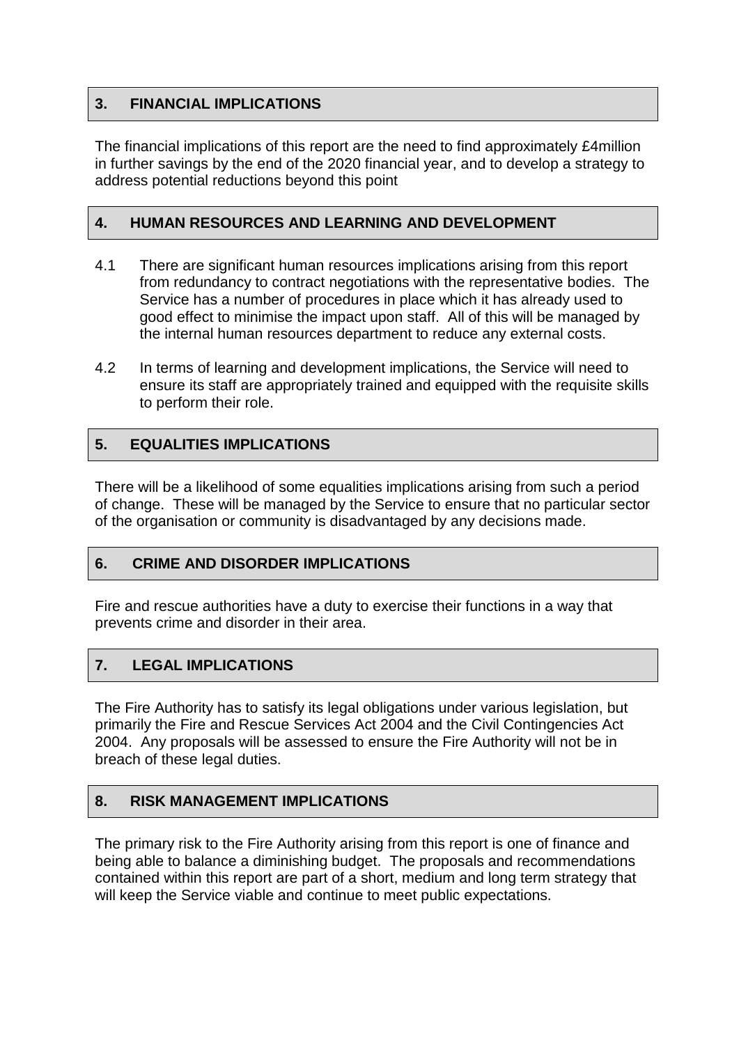## 3. FINANCIAL IMPLICATIONS

The financial implications of this report are the need to find approximately £4million in further savings by the end of the 2020 financial year, and to develop a strategy to address potential reductions beyond this point

## 4. HUMAN RESOURCES AND LEARNING AND DEVELOPMENT

4.1 There are significant human resources implications arising from this report from redundancy to contract negotiations with the representative bodies. The Service has a number of procedures in place which it has already used to good effect to minimise the impact upon staff. All of this will be managed by the internal human resources department to reduce any external costs.

4.2 In terms of learning and development implications, the Service will need to ensure its staff are appropriately trained and equipped with the requisite skills to perform their role.

## 5. EQUALITIES IMPLICATIONS

There will be a likelihood of some equalities implications arising from such a period of change. These will be managed by the Service to ensure that no particular sector of the organisation or community is disadvantaged by any decisions made.

## 6. CRIME AND DISORDER IMPLICATIONS

Fire and rescue authorities have a duty to exercise their functions in a way that prevents crime and disorder in their area.

## 7. LEGAL IMPLICATIONS

The Fire Authority has to satisfy its legal obligations under various legislation, but primarily the Fire and Rescue Services Act 2004 and the Civil Contingencies Act 2004. Any proposals will be assessed to ensure the Fire Authority will not be in breach of these legal duties.

## 8. RISK MANAGEMENT IMPLICATIONS

The primary risk to the Fire Authority arising from this report is one of finance and being able to balance a diminishing budget. The proposals and recommendations contained within this report are part of a short, medium and long term strategy that will keep the Service viable and continue to meet public expectations.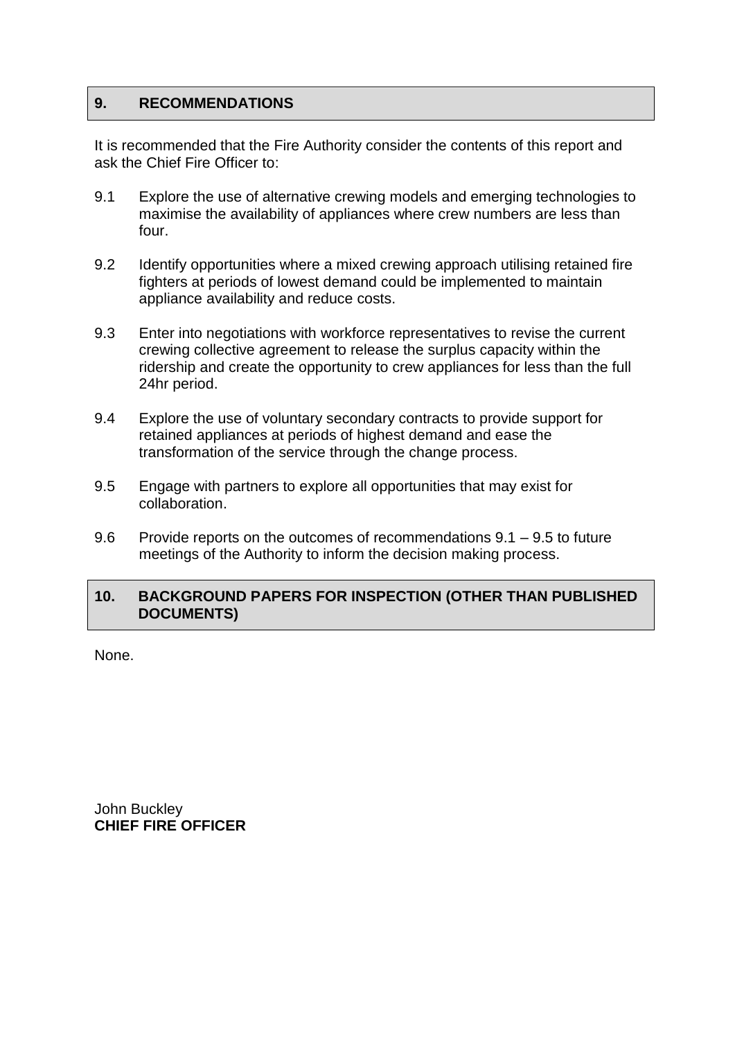## 9. RECOMMENDATIONS

It is recommended that the Fire Authority consider the contents of this report and ask the Chief Fire Officer to:

9.1 Explore the use of alternative crewing models and emerging technologies to maximise the availability of appliances where crew numbers are less than four.

9.2 Identify opportunities where a mixed crewing approach utilising retained fire fighters at periods of lowest demand could be implemented to maintain appliance availability and reduce costs.

9.3 Enter into negotiations with workforce representatives to revise the current crewing collective agreement to release the surplus capacity within the ridership and create the opportunity to crew appliances for less than the full 24hr period.

9.4 Explore the use of voluntary secondary contracts to provide support for retained appliances at periods of highest demand and ease the transformation of the service through the change process.

9.5 Engage with partners to explore all opportunities that may exist for collaboration.

9.6 Provide reports on the outcomes of recommendations 9.1 – 9.5 to future meetings of the Authority to inform the decision making process.

## 10. BACKGROUND PAPERS FOR INSPECTION (OTHER THAN PUBLISHED DOCUMENTS)

None.

John Buckley
**CHIEF FIRE OFFICER**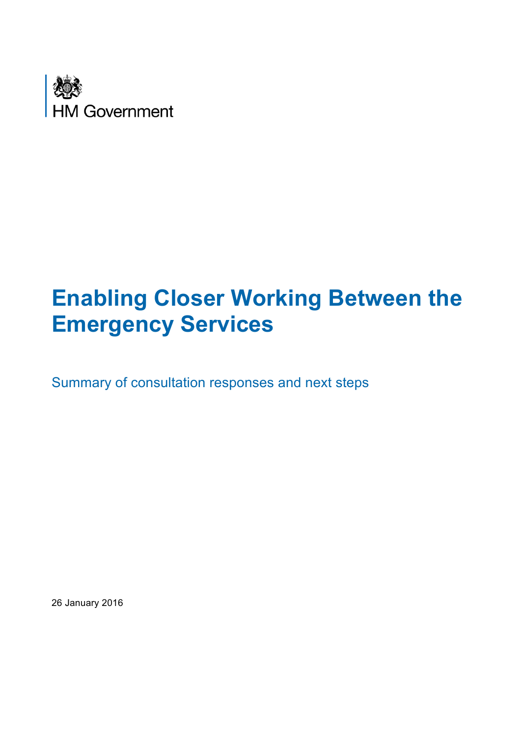HM Government

# Enabling Closer Working Between the Emergency Services

Summary of consultation responses and next steps

26 January 2016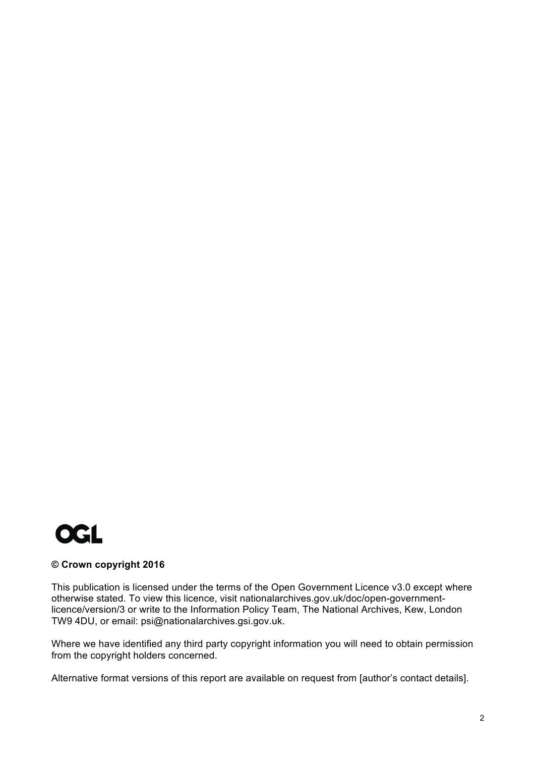OGL

**© Crown copyright 2016**

This publication is licensed under the terms of the Open Government Licence v3.0 except where otherwise stated. To view this licence, visit nationalarchives.gov.uk/doc/open-government-licence/version/3 or write to the Information Policy Team, The National Archives, Kew, London TW9 4DU, or email: psi@nationalarchives.gsi.gov.uk.

Where we have identified any third party copyright information you will need to obtain permission from the copyright holders concerned.

Alternative format versions of this report are available on request from [author's contact details].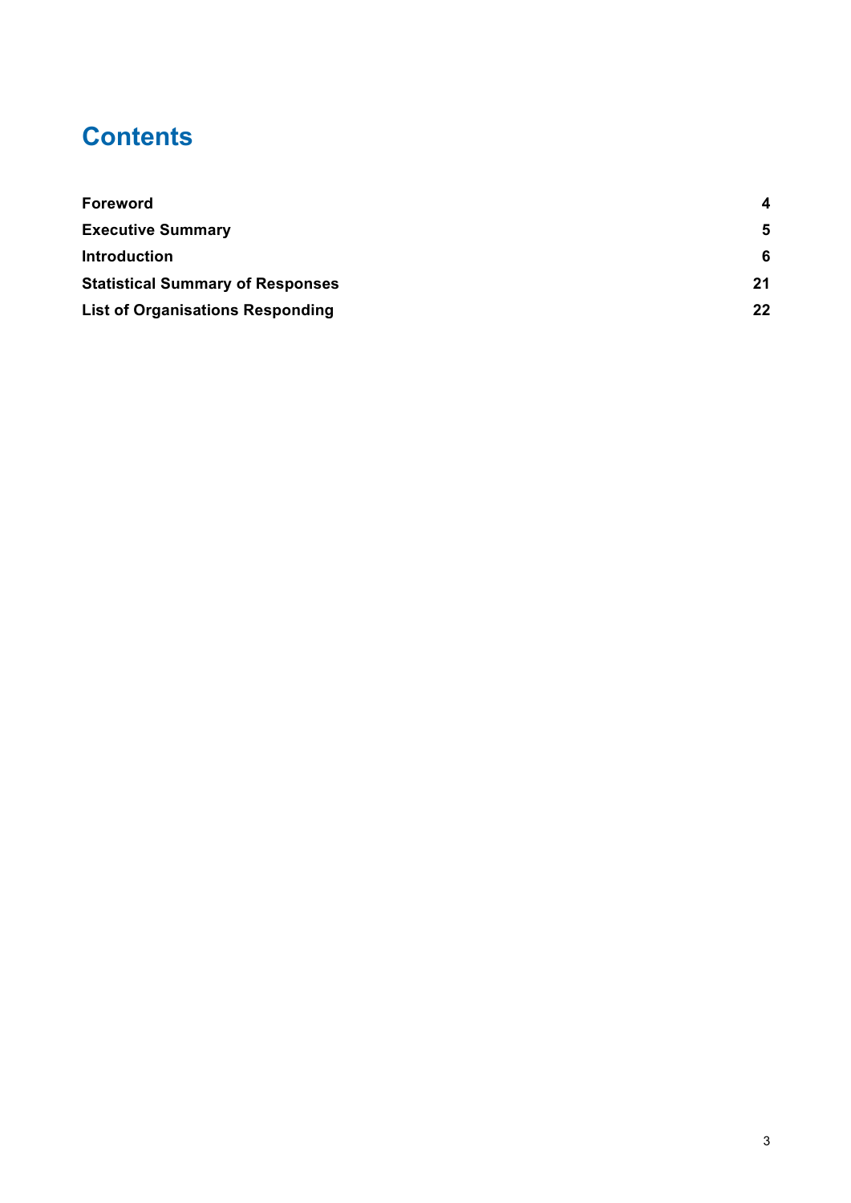# Contents

| | |
|---|---|
| **Foreword** | **4** |
| **Executive Summary** | **5** |
| **Introduction** | **6** |
| **Statistical Summary of Responses** | **21** |
| **List of Organisations Responding** | **22** |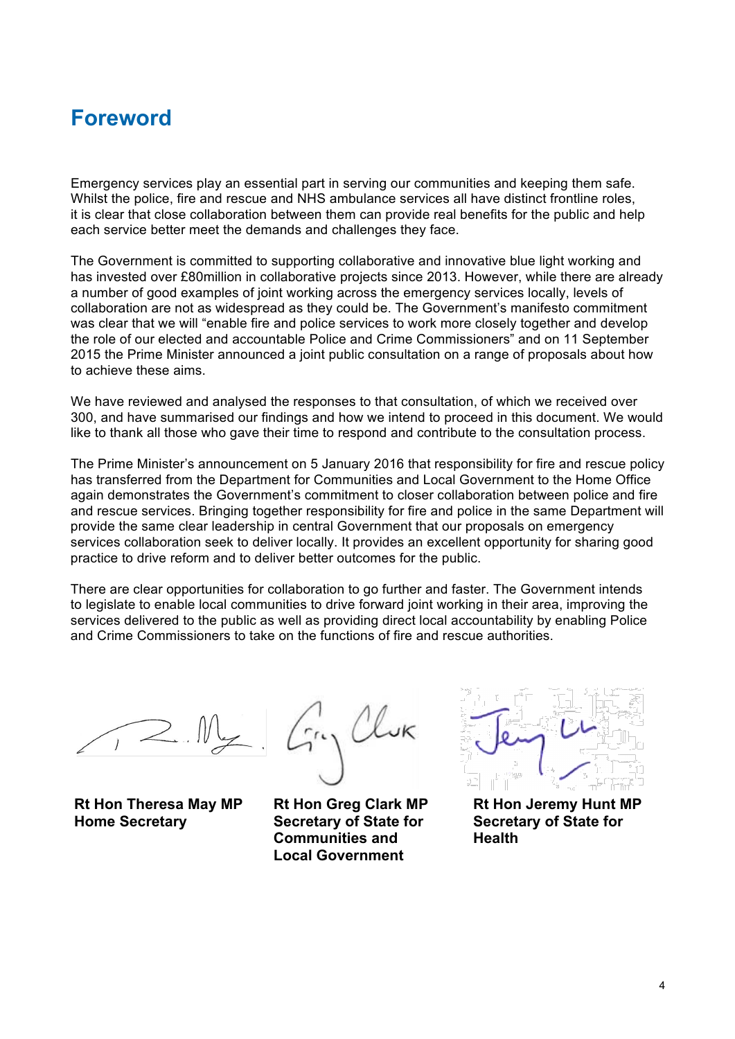# Foreword

Emergency services play an essential part in serving our communities and keeping them safe. Whilst the police, fire and rescue and NHS ambulance services all have distinct frontline roles, it is clear that close collaboration between them can provide real benefits for the public and help each service better meet the demands and challenges they face.

The Government is committed to supporting collaborative and innovative blue light working and has invested over £80million in collaborative projects since 2013. However, while there are already a number of good examples of joint working across the emergency services locally, levels of collaboration are not as widespread as they could be. The Government's manifesto commitment was clear that we will "enable fire and police services to work more closely together and develop the role of our elected and accountable Police and Crime Commissioners" and on 11 September 2015 the Prime Minister announced a joint public consultation on a range of proposals about how to achieve these aims.

We have reviewed and analysed the responses to that consultation, of which we received over 300, and have summarised our findings and how we intend to proceed in this document. We would like to thank all those who gave their time to respond and contribute to the consultation process.

The Prime Minister's announcement on 5 January 2016 that responsibility for fire and rescue policy has transferred from the Department for Communities and Local Government to the Home Office again demonstrates the Government's commitment to closer collaboration between police and fire and rescue services. Bringing together responsibility for fire and police in the same Department will provide the same clear leadership in central Government that our proposals on emergency services collaboration seek to deliver locally. It provides an excellent opportunity for sharing good practice to drive reform and to deliver better outcomes for the public.

There are clear opportunities for collaboration to go further and faster. The Government intends to legislate to enable local communities to drive forward joint working in their area, improving the services delivered to the public as well as providing direct local accountability by enabling Police and Crime Commissioners to take on the functions of fire and rescue authorities.

**Rt Hon Theresa May MP**
**Home Secretary**

**Rt Hon Greg Clark MP**
**Secretary of State for Communities and Local Government**

**Rt Hon Jeremy Hunt MP**
**Secretary of State for Health**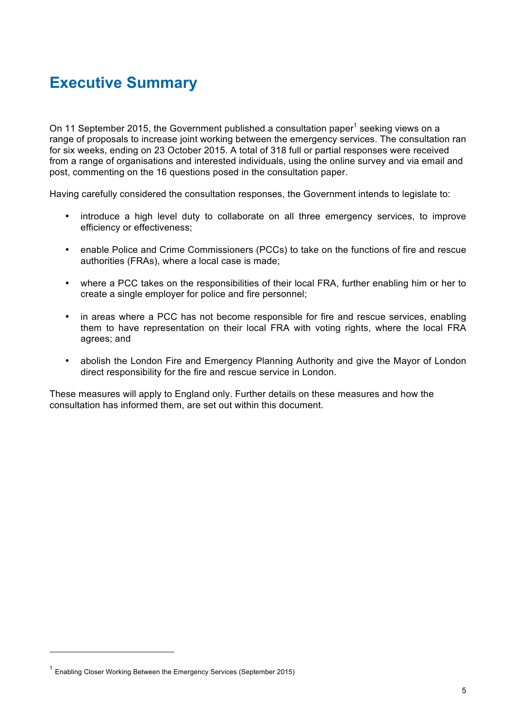# Executive Summary

On 11 September 2015, the Government published a consultation paper[1] seeking views on a range of proposals to increase joint working between the emergency services. The consultation ran for six weeks, ending on 23 October 2015. A total of 318 full or partial responses were received from a range of organisations and interested individuals, using the online survey and via email and post, commenting on the 16 questions posed in the consultation paper.

Having carefully considered the consultation responses, the Government intends to legislate to:

- introduce a high level duty to collaborate on all three emergency services, to improve efficiency or effectiveness;
- enable Police and Crime Commissioners (PCCs) to take on the functions of fire and rescue authorities (FRAs), where a local case is made;
- where a PCC takes on the responsibilities of their local FRA, further enabling him or her to create a single employer for police and fire personnel;
- in areas where a PCC has not become responsible for fire and rescue services, enabling them to have representation on their local FRA with voting rights, where the local FRA agrees; and
- abolish the London Fire and Emergency Planning Authority and give the Mayor of London direct responsibility for the fire and rescue service in London.

These measures will apply to England only. Further details on these measures and how the consultation has informed them, are set out within this document.

[1] Enabling Closer Working Between the Emergency Services (September 2015)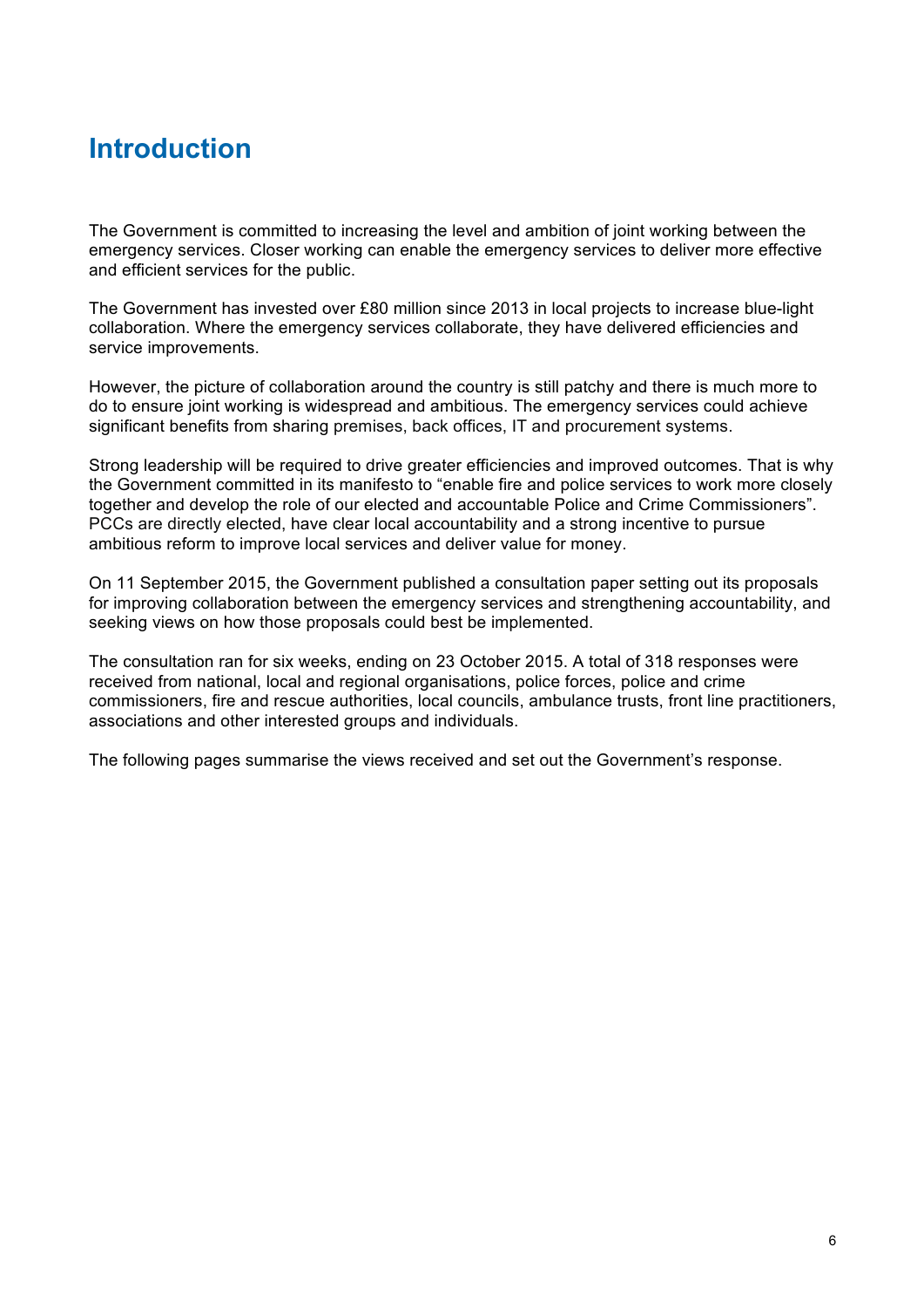# Introduction

The Government is committed to increasing the level and ambition of joint working between the emergency services. Closer working can enable the emergency services to deliver more effective and efficient services for the public.

The Government has invested over £80 million since 2013 in local projects to increase blue-light collaboration. Where the emergency services collaborate, they have delivered efficiencies and service improvements.

However, the picture of collaboration around the country is still patchy and there is much more to do to ensure joint working is widespread and ambitious. The emergency services could achieve significant benefits from sharing premises, back offices, IT and procurement systems.

Strong leadership will be required to drive greater efficiencies and improved outcomes. That is why the Government committed in its manifesto to "enable fire and police services to work more closely together and develop the role of our elected and accountable Police and Crime Commissioners". PCCs are directly elected, have clear local accountability and a strong incentive to pursue ambitious reform to improve local services and deliver value for money.

On 11 September 2015, the Government published a consultation paper setting out its proposals for improving collaboration between the emergency services and strengthening accountability, and seeking views on how those proposals could best be implemented.

The consultation ran for six weeks, ending on 23 October 2015. A total of 318 responses were received from national, local and regional organisations, police forces, police and crime commissioners, fire and rescue authorities, local councils, ambulance trusts, front line practitioners, associations and other interested groups and individuals.

The following pages summarise the views received and set out the Government's response.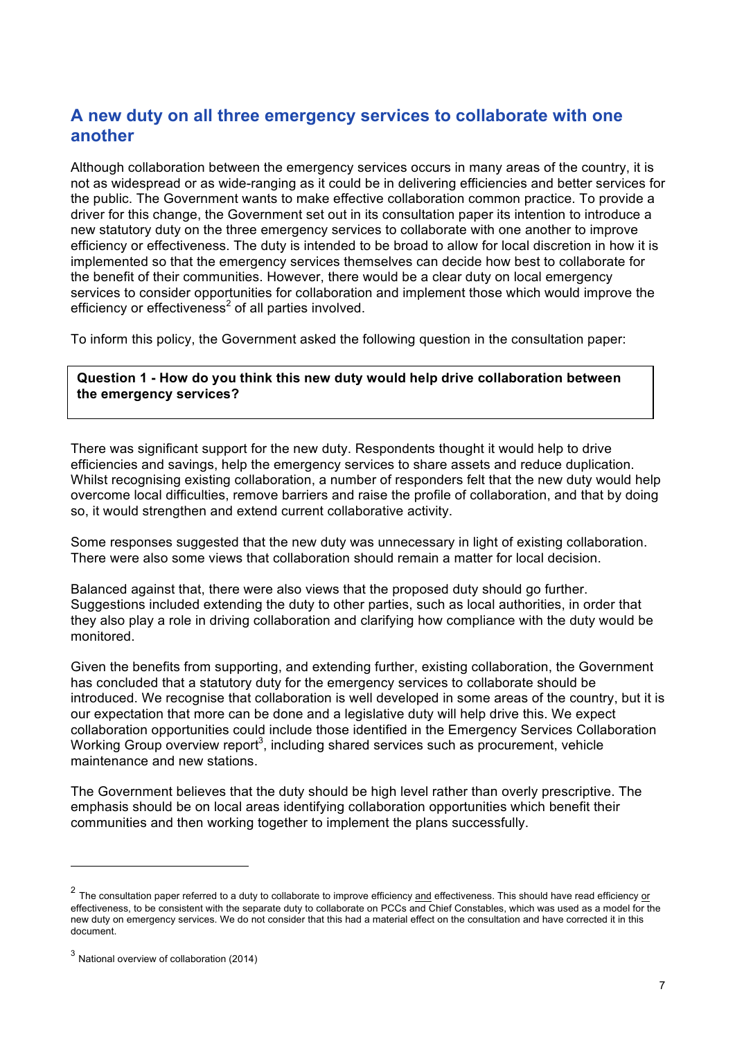## A new duty on all three emergency services to collaborate with one another

Although collaboration between the emergency services occurs in many areas of the country, it is not as widespread or as wide-ranging as it could be in delivering efficiencies and better services for the public. The Government wants to make effective collaboration common practice. To provide a driver for this change, the Government set out in its consultation paper its intention to introduce a new statutory duty on the three emergency services to collaborate with one another to improve efficiency or effectiveness. The duty is intended to be broad to allow for local discretion in how it is implemented so that the emergency services themselves can decide how best to collaborate for the benefit of their communities. However, there would be a clear duty on local emergency services to consider opportunities for collaboration and implement those which would improve the efficiency or effectiveness[2] of all parties involved.

To inform this policy, the Government asked the following question in the consultation paper:

> **Question 1 - How do you think this new duty would help drive collaboration between the emergency services?**

There was significant support for the new duty. Respondents thought it would help to drive efficiencies and savings, help the emergency services to share assets and reduce duplication. Whilst recognising existing collaboration, a number of responders felt that the new duty would help overcome local difficulties, remove barriers and raise the profile of collaboration, and that by doing so, it would strengthen and extend current collaborative activity.

Some responses suggested that the new duty was unnecessary in light of existing collaboration. There were also some views that collaboration should remain a matter for local decision.

Balanced against that, there were also views that the proposed duty should go further. Suggestions included extending the duty to other parties, such as local authorities, in order that they also play a role in driving collaboration and clarifying how compliance with the duty would be monitored.

Given the benefits from supporting, and extending further, existing collaboration, the Government has concluded that a statutory duty for the emergency services to collaborate should be introduced. We recognise that collaboration is well developed in some areas of the country, but it is our expectation that more can be done and a legislative duty will help drive this. We expect collaboration opportunities could include those identified in the Emergency Services Collaboration Working Group overview report[3], including shared services such as procurement, vehicle maintenance and new stations.

The Government believes that the duty should be high level rather than overly prescriptive. The emphasis should be on local areas identifying collaboration opportunities which benefit their communities and then working together to implement the plans successfully.

---

[2] The consultation paper referred to a duty to collaborate to improve efficiency and effectiveness. This should have read efficiency or effectiveness, to be consistent with the separate duty to collaborate on PCCs and Chief Constables, which was used as a model for the new duty on emergency services. We do not consider that this had a material effect on the consultation and have corrected it in this document.

[3] National overview of collaboration (2014)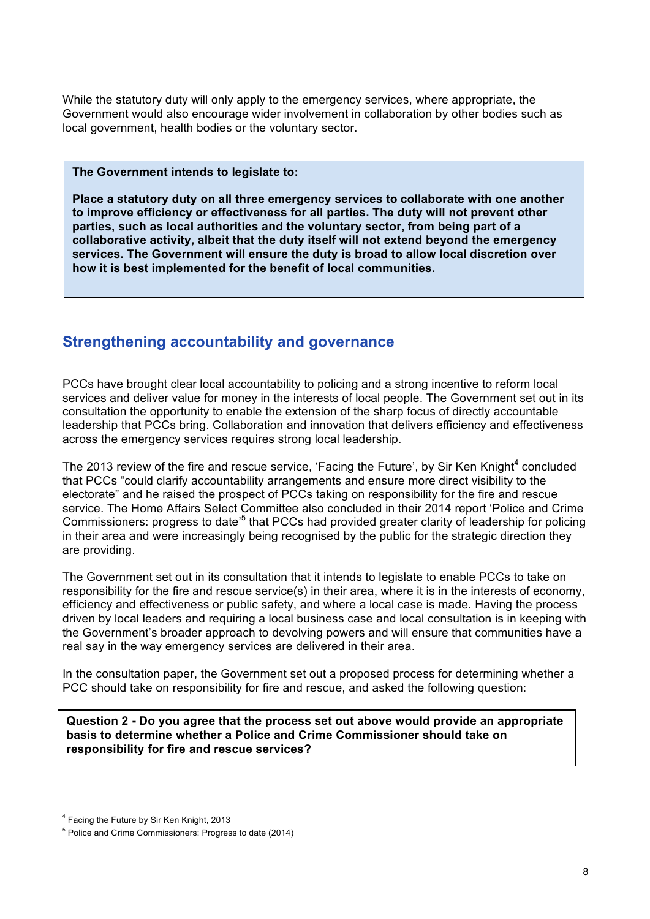While the statutory duty will only apply to the emergency services, where appropriate, the Government would also encourage wider involvement in collaboration by other bodies such as local government, health bodies or the voluntary sector.

> **The Government intends to legislate to:**
>
> **Place a statutory duty on all three emergency services to collaborate with one another to improve efficiency or effectiveness for all parties. The duty will not prevent other parties, such as local authorities and the voluntary sector, from being part of a collaborative activity, albeit that the duty itself will not extend beyond the emergency services. The Government will ensure the duty is broad to allow local discretion over how it is best implemented for the benefit of local communities.**

## Strengthening accountability and governance

PCCs have brought clear local accountability to policing and a strong incentive to reform local services and deliver value for money in the interests of local people. The Government set out in its consultation the opportunity to enable the extension of the sharp focus of directly accountable leadership that PCCs bring. Collaboration and innovation that delivers efficiency and effectiveness across the emergency services requires strong local leadership.

The 2013 review of the fire and rescue service, 'Facing the Future', by Sir Ken Knight[4] concluded that PCCs "could clarify accountability arrangements and ensure more direct visibility to the electorate" and he raised the prospect of PCCs taking on responsibility for the fire and rescue service. The Home Affairs Select Committee also concluded in their 2014 report 'Police and Crime Commissioners: progress to date'[5] that PCCs had provided greater clarity of leadership for policing in their area and were increasingly being recognised by the public for the strategic direction they are providing.

The Government set out in its consultation that it intends to legislate to enable PCCs to take on responsibility for the fire and rescue service(s) in their area, where it is in the interests of economy, efficiency and effectiveness or public safety, and where a local case is made. Having the process driven by local leaders and requiring a local business case and local consultation is in keeping with the Government's broader approach to devolving powers and will ensure that communities have a real say in the way emergency services are delivered in their area.

In the consultation paper, the Government set out a proposed process for determining whether a PCC should take on responsibility for fire and rescue, and asked the following question:

> **Question 2 - Do you agree that the process set out above would provide an appropriate basis to determine whether a Police and Crime Commissioner should take on responsibility for fire and rescue services?**

---

[4] Facing the Future by Sir Ken Knight, 2013

[5] Police and Crime Commissioners: Progress to date (2014)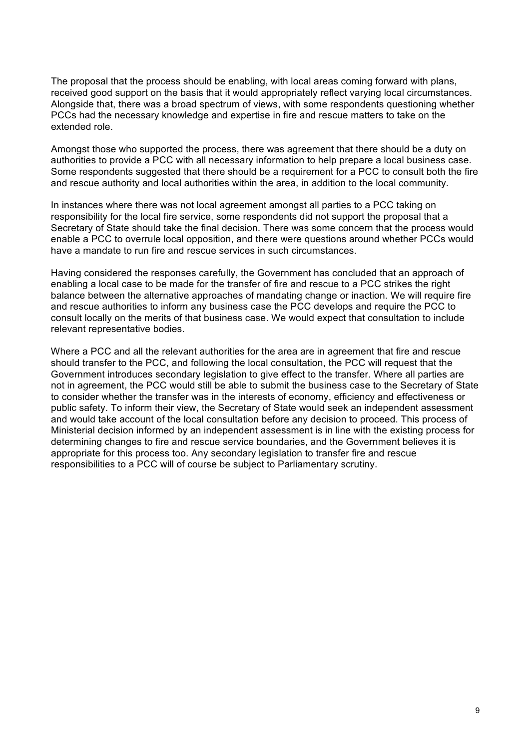The proposal that the process should be enabling, with local areas coming forward with plans, received good support on the basis that it would appropriately reflect varying local circumstances. Alongside that, there was a broad spectrum of views, with some respondents questioning whether PCCs had the necessary knowledge and expertise in fire and rescue matters to take on the extended role.

Amongst those who supported the process, there was agreement that there should be a duty on authorities to provide a PCC with all necessary information to help prepare a local business case. Some respondents suggested that there should be a requirement for a PCC to consult both the fire and rescue authority and local authorities within the area, in addition to the local community.

In instances where there was not local agreement amongst all parties to a PCC taking on responsibility for the local fire service, some respondents did not support the proposal that a Secretary of State should take the final decision. There was some concern that the process would enable a PCC to overrule local opposition, and there were questions around whether PCCs would have a mandate to run fire and rescue services in such circumstances.

Having considered the responses carefully, the Government has concluded that an approach of enabling a local case to be made for the transfer of fire and rescue to a PCC strikes the right balance between the alternative approaches of mandating change or inaction. We will require fire and rescue authorities to inform any business case the PCC develops and require the PCC to consult locally on the merits of that business case. We would expect that consultation to include relevant representative bodies.

Where a PCC and all the relevant authorities for the area are in agreement that fire and rescue should transfer to the PCC, and following the local consultation, the PCC will request that the Government introduces secondary legislation to give effect to the transfer. Where all parties are not in agreement, the PCC would still be able to submit the business case to the Secretary of State to consider whether the transfer was in the interests of economy, efficiency and effectiveness or public safety. To inform their view, the Secretary of State would seek an independent assessment and would take account of the local consultation before any decision to proceed. This process of Ministerial decision informed by an independent assessment is in line with the existing process for determining changes to fire and rescue service boundaries, and the Government believes it is appropriate for this process too. Any secondary legislation to transfer fire and rescue responsibilities to a PCC will of course be subject to Parliamentary scrutiny.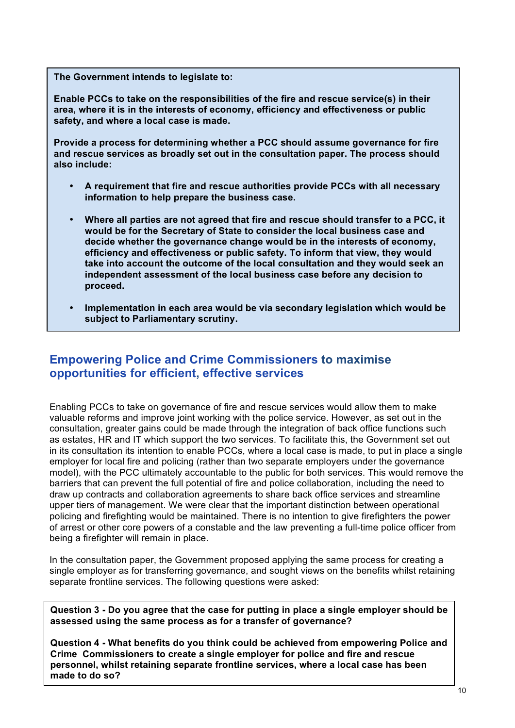**The Government intends to legislate to:**

**Enable PCCs to take on the responsibilities of the fire and rescue service(s) in their area, where it is in the interests of economy, efficiency and effectiveness or public safety, and where a local case is made.**

**Provide a process for determining whether a PCC should assume governance for fire and rescue services as broadly set out in the consultation paper. The process should also include:**

- **A requirement that fire and rescue authorities provide PCCs with all necessary information to help prepare the business case.**
- **Where all parties are not agreed that fire and rescue should transfer to a PCC, it would be for the Secretary of State to consider the local business case and decide whether the governance change would be in the interests of economy, efficiency and effectiveness or public safety. To inform that view, they would take into account the outcome of the local consultation and they would seek an independent assessment of the local business case before any decision to proceed.**
- **Implementation in each area would be via secondary legislation which would be subject to Parliamentary scrutiny.**

## Empowering Police and Crime Commissioners to maximise opportunities for efficient, effective services

Enabling PCCs to take on governance of fire and rescue services would allow them to make valuable reforms and improve joint working with the police service. However, as set out in the consultation, greater gains could be made through the integration of back office functions such as estates, HR and IT which support the two services. To facilitate this, the Government set out in its consultation its intention to enable PCCs, where a local case is made, to put in place a single employer for local fire and policing (rather than two separate employers under the governance model), with the PCC ultimately accountable to the public for both services. This would remove the barriers that can prevent the full potential of fire and police collaboration, including the need to draw up contracts and collaboration agreements to share back office services and streamline upper tiers of management. We were clear that the important distinction between operational policing and firefighting would be maintained. There is no intention to give firefighters the power of arrest or other core powers of a constable and the law preventing a full-time police officer from being a firefighter will remain in place.

In the consultation paper, the Government proposed applying the same process for creating a single employer as for transferring governance, and sought views on the benefits whilst retaining separate frontline services. The following questions were asked:

**Question 3 - Do you agree that the case for putting in place a single employer should be assessed using the same process as for a transfer of governance?**

**Question 4 - What benefits do you think could be achieved from empowering Police and Crime Commissioners to create a single employer for police and fire and rescue personnel, whilst retaining separate frontline services, where a local case has been made to do so?**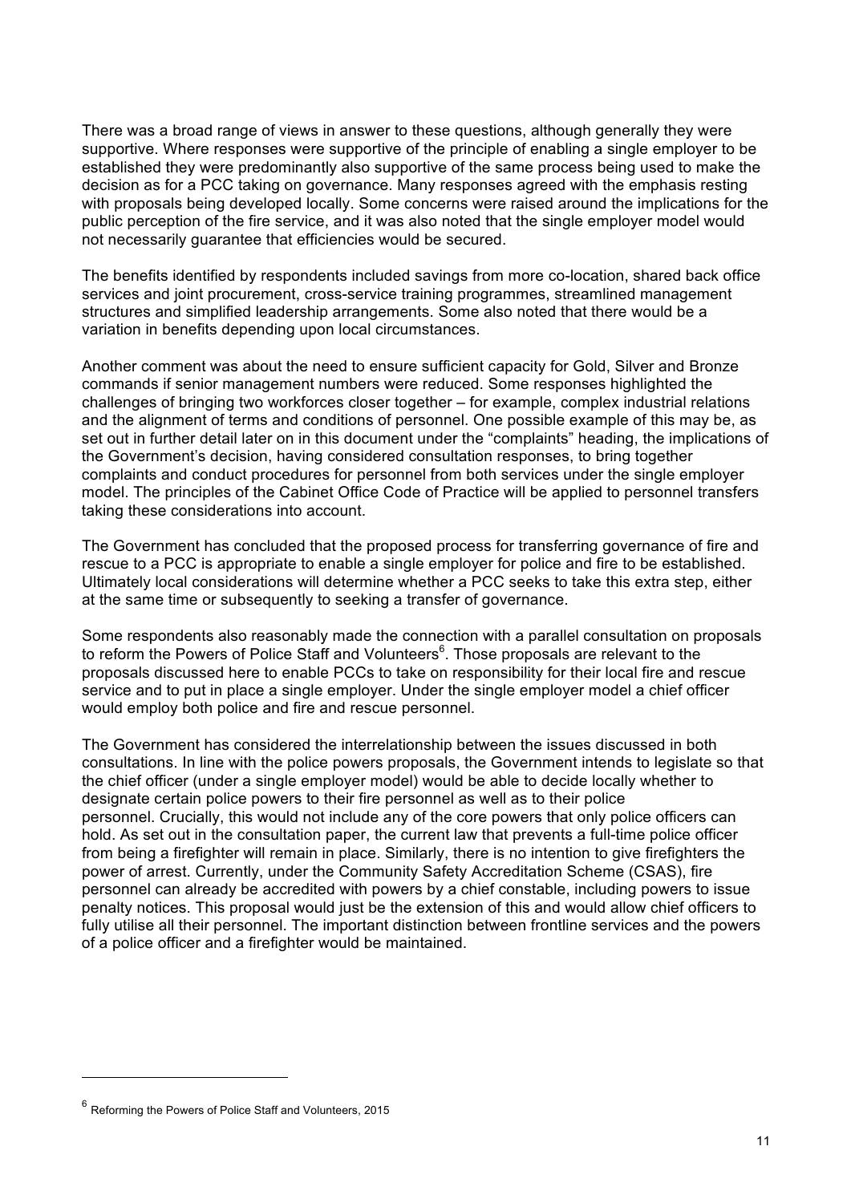There was a broad range of views in answer to these questions, although generally they were supportive. Where responses were supportive of the principle of enabling a single employer to be established they were predominantly also supportive of the same process being used to make the decision as for a PCC taking on governance. Many responses agreed with the emphasis resting with proposals being developed locally. Some concerns were raised around the implications for the public perception of the fire service, and it was also noted that the single employer model would not necessarily guarantee that efficiencies would be secured.

The benefits identified by respondents included savings from more co-location, shared back office services and joint procurement, cross-service training programmes, streamlined management structures and simplified leadership arrangements. Some also noted that there would be a variation in benefits depending upon local circumstances.

Another comment was about the need to ensure sufficient capacity for Gold, Silver and Bronze commands if senior management numbers were reduced. Some responses highlighted the challenges of bringing two workforces closer together – for example, complex industrial relations and the alignment of terms and conditions of personnel. One possible example of this may be, as set out in further detail later on in this document under the "complaints" heading, the implications of the Government's decision, having considered consultation responses, to bring together complaints and conduct procedures for personnel from both services under the single employer model. The principles of the Cabinet Office Code of Practice will be applied to personnel transfers taking these considerations into account.

The Government has concluded that the proposed process for transferring governance of fire and rescue to a PCC is appropriate to enable a single employer for police and fire to be established. Ultimately local considerations will determine whether a PCC seeks to take this extra step, either at the same time or subsequently to seeking a transfer of governance.

Some respondents also reasonably made the connection with a parallel consultation on proposals to reform the Powers of Police Staff and Volunteers[6]. Those proposals are relevant to the proposals discussed here to enable PCCs to take on responsibility for their local fire and rescue service and to put in place a single employer. Under the single employer model a chief officer would employ both police and fire and rescue personnel.

The Government has considered the interrelationship between the issues discussed in both consultations. In line with the police powers proposals, the Government intends to legislate so that the chief officer (under a single employer model) would be able to decide locally whether to designate certain police powers to their fire personnel as well as to their police personnel. Crucially, this would not include any of the core powers that only police officers can hold. As set out in the consultation paper, the current law that prevents a full-time police officer from being a firefighter will remain in place. Similarly, there is no intention to give firefighters the power of arrest. Currently, under the Community Safety Accreditation Scheme (CSAS), fire personnel can already be accredited with powers by a chief constable, including powers to issue penalty notices. This proposal would just be the extension of this and would allow chief officers to fully utilise all their personnel. The important distinction between frontline services and the powers of a police officer and a firefighter would be maintained.

---

[6] Reforming the Powers of Police Staff and Volunteers, 2015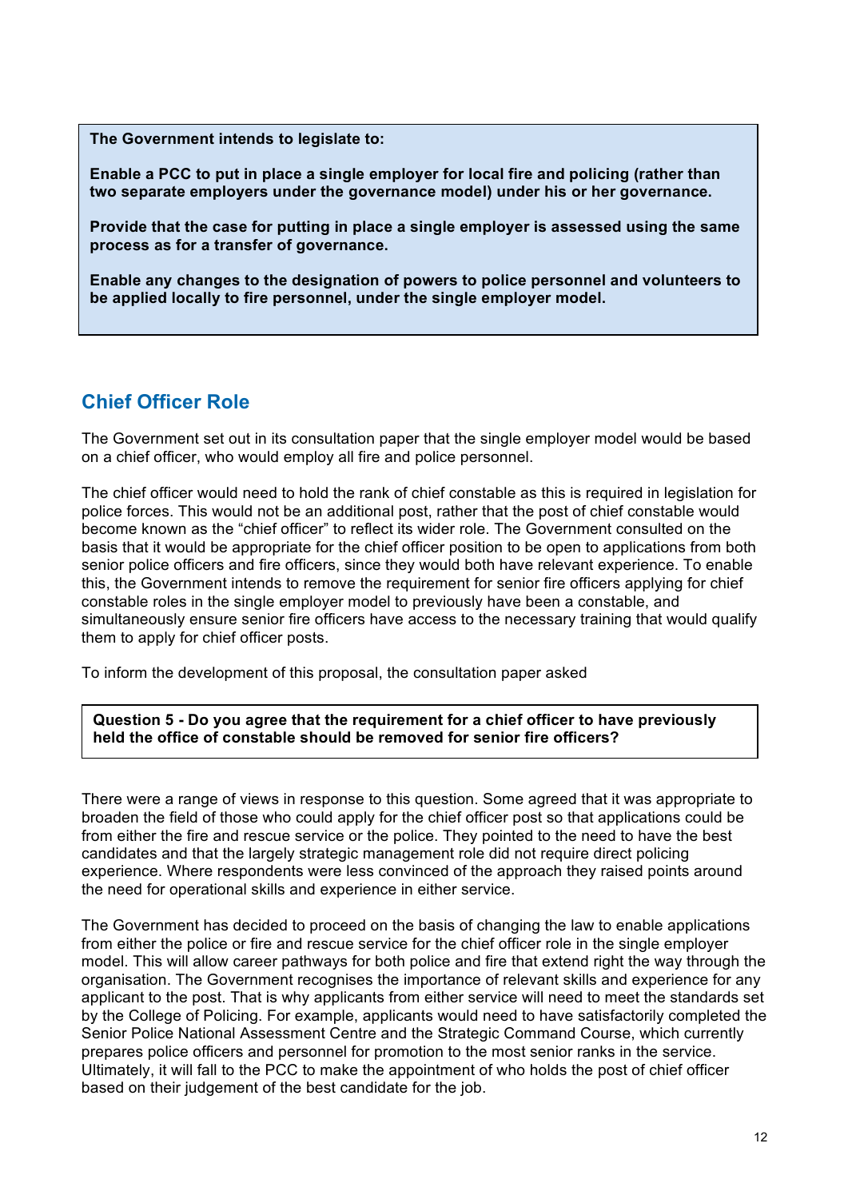**The Government intends to legislate to:**

**Enable a PCC to put in place a single employer for local fire and policing (rather than two separate employers under the governance model) under his or her governance.**

**Provide that the case for putting in place a single employer is assessed using the same process as for a transfer of governance.**

**Enable any changes to the designation of powers to police personnel and volunteers to be applied locally to fire personnel, under the single employer model.**

## Chief Officer Role

The Government set out in its consultation paper that the single employer model would be based on a chief officer, who would employ all fire and police personnel.

The chief officer would need to hold the rank of chief constable as this is required in legislation for police forces. This would not be an additional post, rather that the post of chief constable would become known as the "chief officer" to reflect its wider role. The Government consulted on the basis that it would be appropriate for the chief officer position to be open to applications from both senior police officers and fire officers, since they would both have relevant experience. To enable this, the Government intends to remove the requirement for senior fire officers applying for chief constable roles in the single employer model to previously have been a constable, and simultaneously ensure senior fire officers have access to the necessary training that would qualify them to apply for chief officer posts.

To inform the development of this proposal, the consultation paper asked

**Question 5 - Do you agree that the requirement for a chief officer to have previously held the office of constable should be removed for senior fire officers?**

There were a range of views in response to this question. Some agreed that it was appropriate to broaden the field of those who could apply for the chief officer post so that applications could be from either the fire and rescue service or the police. They pointed to the need to have the best candidates and that the largely strategic management role did not require direct policing experience. Where respondents were less convinced of the approach they raised points around the need for operational skills and experience in either service.

The Government has decided to proceed on the basis of changing the law to enable applications from either the police or fire and rescue service for the chief officer role in the single employer model. This will allow career pathways for both police and fire that extend right the way through the organisation. The Government recognises the importance of relevant skills and experience for any applicant to the post. That is why applicants from either service will need to meet the standards set by the College of Policing. For example, applicants would need to have satisfactorily completed the Senior Police National Assessment Centre and the Strategic Command Course, which currently prepares police officers and personnel for promotion to the most senior ranks in the service. Ultimately, it will fall to the PCC to make the appointment of who holds the post of chief officer based on their judgement of the best candidate for the job.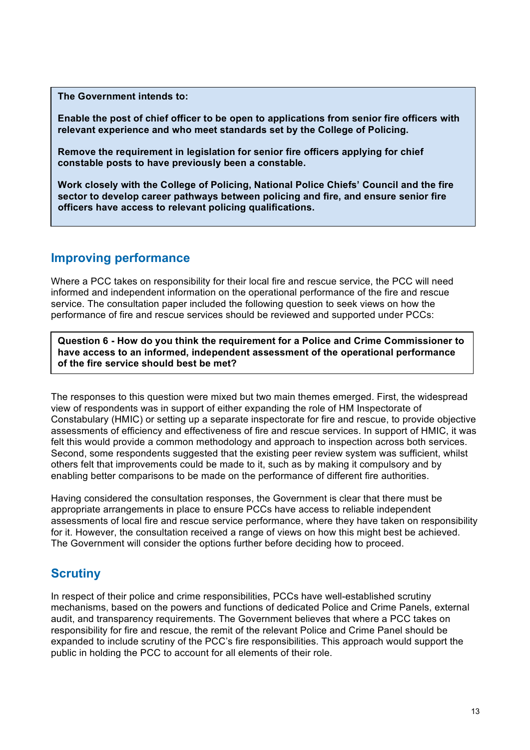**The Government intends to:**

**Enable the post of chief officer to be open to applications from senior fire officers with relevant experience and who meet standards set by the College of Policing.**

**Remove the requirement in legislation for senior fire officers applying for chief constable posts to have previously been a constable.**

**Work closely with the College of Policing, National Police Chiefs' Council and the fire sector to develop career pathways between policing and fire, and ensure senior fire officers have access to relevant policing qualifications.**

## Improving performance

Where a PCC takes on responsibility for their local fire and rescue service, the PCC will need informed and independent information on the operational performance of the fire and rescue service. The consultation paper included the following question to seek views on how the performance of fire and rescue services should be reviewed and supported under PCCs:

**Question 6 - How do you think the requirement for a Police and Crime Commissioner to have access to an informed, independent assessment of the operational performance of the fire service should best be met?**

The responses to this question were mixed but two main themes emerged. First, the widespread view of respondents was in support of either expanding the role of HM Inspectorate of Constabulary (HMIC) or setting up a separate inspectorate for fire and rescue, to provide objective assessments of efficiency and effectiveness of fire and rescue services. In support of HMIC, it was felt this would provide a common methodology and approach to inspection across both services. Second, some respondents suggested that the existing peer review system was sufficient, whilst others felt that improvements could be made to it, such as by making it compulsory and by enabling better comparisons to be made on the performance of different fire authorities.

Having considered the consultation responses, the Government is clear that there must be appropriate arrangements in place to ensure PCCs have access to reliable independent assessments of local fire and rescue service performance, where they have taken on responsibility for it. However, the consultation received a range of views on how this might best be achieved. The Government will consider the options further before deciding how to proceed.

## Scrutiny

In respect of their police and crime responsibilities, PCCs have well-established scrutiny mechanisms, based on the powers and functions of dedicated Police and Crime Panels, external audit, and transparency requirements. The Government believes that where a PCC takes on responsibility for fire and rescue, the remit of the relevant Police and Crime Panel should be expanded to include scrutiny of the PCC's fire responsibilities. This approach would support the public in holding the PCC to account for all elements of their role.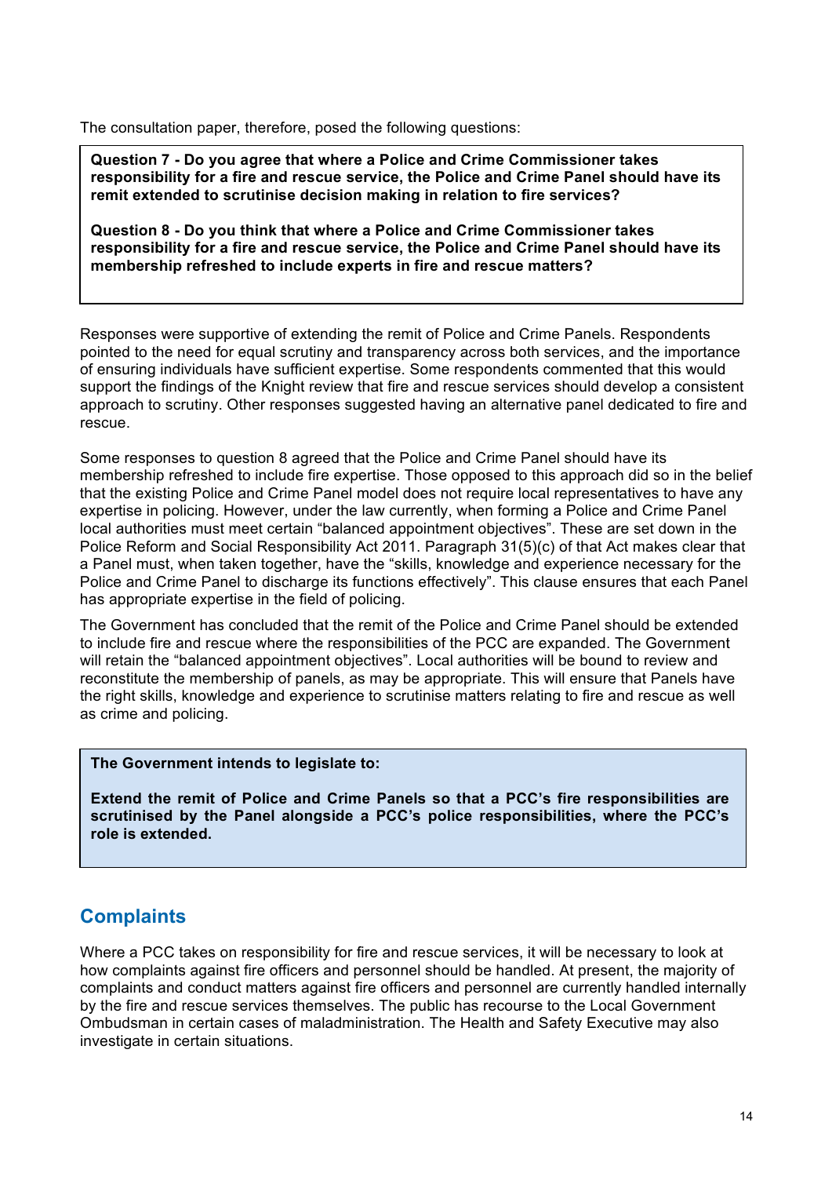The consultation paper, therefore, posed the following questions:

**Question 7 - Do you agree that where a Police and Crime Commissioner takes responsibility for a fire and rescue service, the Police and Crime Panel should have its remit extended to scrutinise decision making in relation to fire services?**

**Question 8 - Do you think that where a Police and Crime Commissioner takes responsibility for a fire and rescue service, the Police and Crime Panel should have its membership refreshed to include experts in fire and rescue matters?**

Responses were supportive of extending the remit of Police and Crime Panels. Respondents pointed to the need for equal scrutiny and transparency across both services, and the importance of ensuring individuals have sufficient expertise. Some respondents commented that this would support the findings of the Knight review that fire and rescue services should develop a consistent approach to scrutiny. Other responses suggested having an alternative panel dedicated to fire and rescue.

Some responses to question 8 agreed that the Police and Crime Panel should have its membership refreshed to include fire expertise. Those opposed to this approach did so in the belief that the existing Police and Crime Panel model does not require local representatives to have any expertise in policing. However, under the law currently, when forming a Police and Crime Panel local authorities must meet certain "balanced appointment objectives". These are set down in the Police Reform and Social Responsibility Act 2011. Paragraph 31(5)(c) of that Act makes clear that a Panel must, when taken together, have the "skills, knowledge and experience necessary for the Police and Crime Panel to discharge its functions effectively". This clause ensures that each Panel has appropriate expertise in the field of policing.

The Government has concluded that the remit of the Police and Crime Panel should be extended to include fire and rescue where the responsibilities of the PCC are expanded. The Government will retain the "balanced appointment objectives". Local authorities will be bound to review and reconstitute the membership of panels, as may be appropriate. This will ensure that Panels have the right skills, knowledge and experience to scrutinise matters relating to fire and rescue as well as crime and policing.

**The Government intends to legislate to:**

**Extend the remit of Police and Crime Panels so that a PCC's fire responsibilities are scrutinised by the Panel alongside a PCC's police responsibilities, where the PCC's role is extended.**

## Complaints

Where a PCC takes on responsibility for fire and rescue services, it will be necessary to look at how complaints against fire officers and personnel should be handled. At present, the majority of complaints and conduct matters against fire officers and personnel are currently handled internally by the fire and rescue services themselves. The public has recourse to the Local Government Ombudsman in certain cases of maladministration. The Health and Safety Executive may also investigate in certain situations.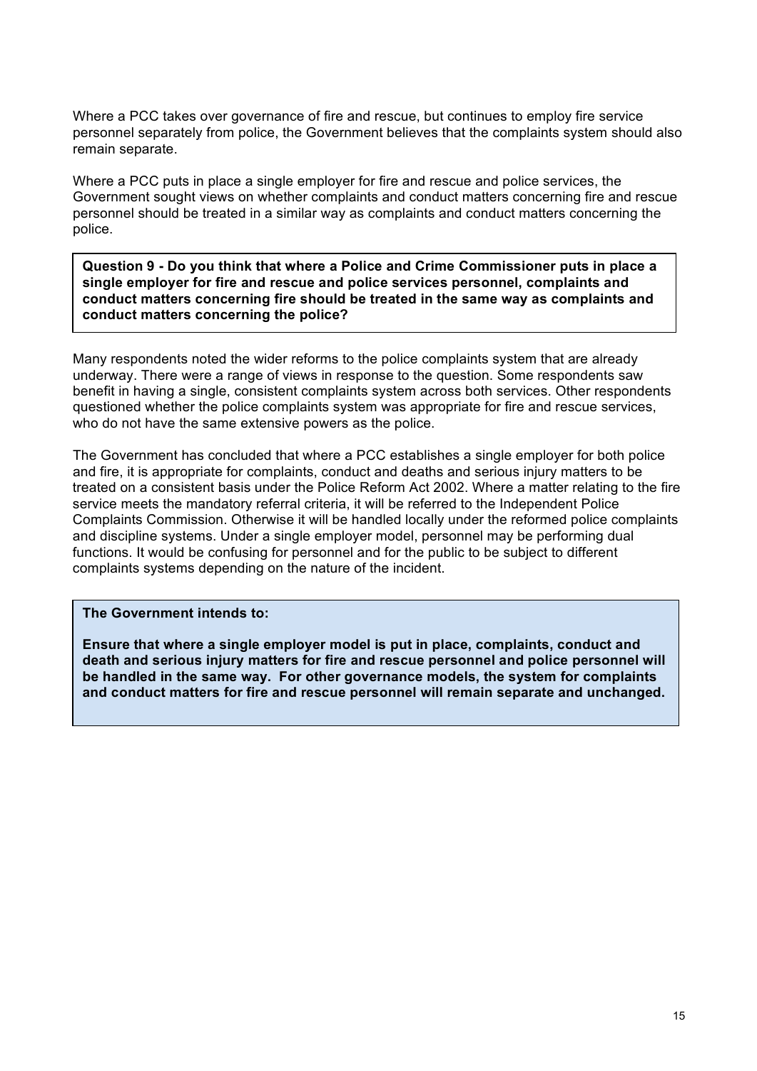Where a PCC takes over governance of fire and rescue, but continues to employ fire service personnel separately from police, the Government believes that the complaints system should also remain separate.

Where a PCC puts in place a single employer for fire and rescue and police services, the Government sought views on whether complaints and conduct matters concerning fire and rescue personnel should be treated in a similar way as complaints and conduct matters concerning the police.

> **Question 9 - Do you think that where a Police and Crime Commissioner puts in place a single employer for fire and rescue and police services personnel, complaints and conduct matters concerning fire should be treated in the same way as complaints and conduct matters concerning the police?**

Many respondents noted the wider reforms to the police complaints system that are already underway. There were a range of views in response to the question. Some respondents saw benefit in having a single, consistent complaints system across both services. Other respondents questioned whether the police complaints system was appropriate for fire and rescue services, who do not have the same extensive powers as the police.

The Government has concluded that where a PCC establishes a single employer for both police and fire, it is appropriate for complaints, conduct and deaths and serious injury matters to be treated on a consistent basis under the Police Reform Act 2002. Where a matter relating to the fire service meets the mandatory referral criteria, it will be referred to the Independent Police Complaints Commission. Otherwise it will be handled locally under the reformed police complaints and discipline systems. Under a single employer model, personnel may be performing dual functions. It would be confusing for personnel and for the public to be subject to different complaints systems depending on the nature of the incident.

> **The Government intends to:**
>
> **Ensure that where a single employer model is put in place, complaints, conduct and death and serious injury matters for fire and rescue personnel and police personnel will be handled in the same way. For other governance models, the system for complaints and conduct matters for fire and rescue personnel will remain separate and unchanged.**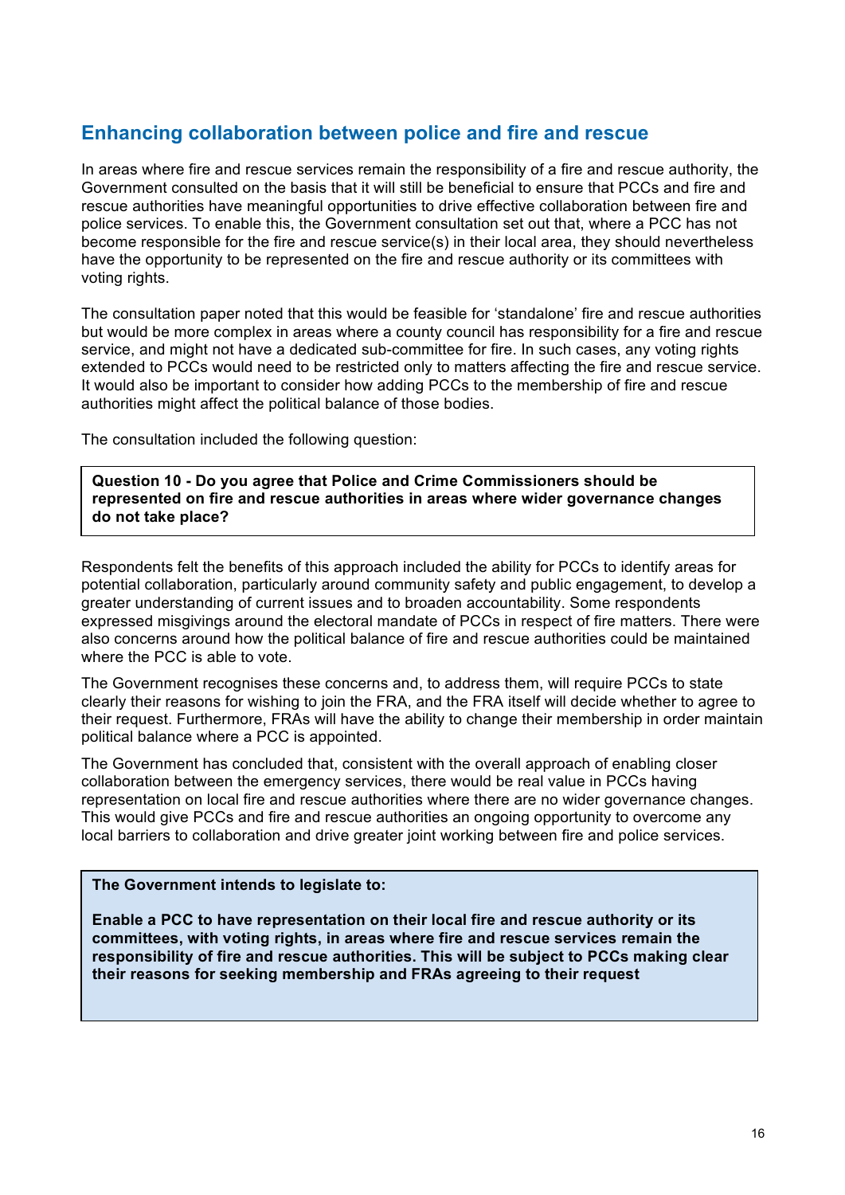## Enhancing collaboration between police and fire and rescue

In areas where fire and rescue services remain the responsibility of a fire and rescue authority, the Government consulted on the basis that it will still be beneficial to ensure that PCCs and fire and rescue authorities have meaningful opportunities to drive effective collaboration between fire and police services. To enable this, the Government consultation set out that, where a PCC has not become responsible for the fire and rescue service(s) in their local area, they should nevertheless have the opportunity to be represented on the fire and rescue authority or its committees with voting rights.

The consultation paper noted that this would be feasible for 'standalone' fire and rescue authorities but would be more complex in areas where a county council has responsibility for a fire and rescue service, and might not have a dedicated sub-committee for fire. In such cases, any voting rights extended to PCCs would need to be restricted only to matters affecting the fire and rescue service. It would also be important to consider how adding PCCs to the membership of fire and rescue authorities might affect the political balance of those bodies.

The consultation included the following question:

> **Question 10 - Do you agree that Police and Crime Commissioners should be represented on fire and rescue authorities in areas where wider governance changes do not take place?**

Respondents felt the benefits of this approach included the ability for PCCs to identify areas for potential collaboration, particularly around community safety and public engagement, to develop a greater understanding of current issues and to broaden accountability. Some respondents expressed misgivings around the electoral mandate of PCCs in respect of fire matters. There were also concerns around how the political balance of fire and rescue authorities could be maintained where the PCC is able to vote.

The Government recognises these concerns and, to address them, will require PCCs to state clearly their reasons for wishing to join the FRA, and the FRA itself will decide whether to agree to their request. Furthermore, FRAs will have the ability to change their membership in order maintain political balance where a PCC is appointed.

The Government has concluded that, consistent with the overall approach of enabling closer collaboration between the emergency services, there would be real value in PCCs having representation on local fire and rescue authorities where there are no wider governance changes. This would give PCCs and fire and rescue authorities an ongoing opportunity to overcome any local barriers to collaboration and drive greater joint working between fire and police services.

> **The Government intends to legislate to:**
>
> **Enable a PCC to have representation on their local fire and rescue authority or its committees, with voting rights, in areas where fire and rescue services remain the responsibility of fire and rescue authorities. This will be subject to PCCs making clear their reasons for seeking membership and FRAs agreeing to their request**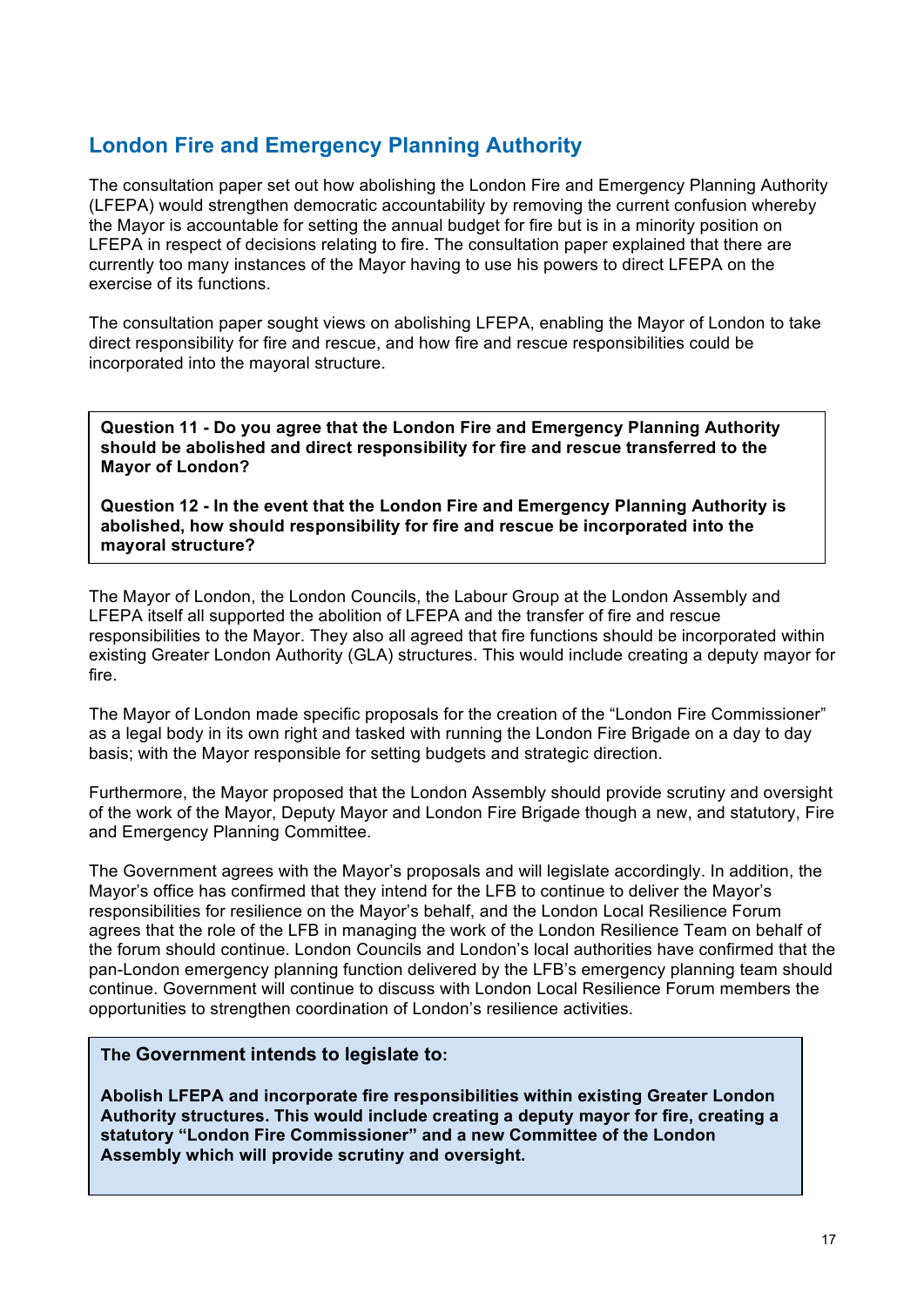## London Fire and Emergency Planning Authority

The consultation paper set out how abolishing the London Fire and Emergency Planning Authority (LFEPA) would strengthen democratic accountability by removing the current confusion whereby the Mayor is accountable for setting the annual budget for fire but is in a minority position on LFEPA in respect of decisions relating to fire. The consultation paper explained that there are currently too many instances of the Mayor having to use his powers to direct LFEPA on the exercise of its functions.

The consultation paper sought views on abolishing LFEPA, enabling the Mayor of London to take direct responsibility for fire and rescue, and how fire and rescue responsibilities could be incorporated into the mayoral structure.

> **Question 11 - Do you agree that the London Fire and Emergency Planning Authority should be abolished and direct responsibility for fire and rescue transferred to the Mayor of London?**
>
> **Question 12 - In the event that the London Fire and Emergency Planning Authority is abolished, how should responsibility for fire and rescue be incorporated into the mayoral structure?**

The Mayor of London, the London Councils, the Labour Group at the London Assembly and LFEPA itself all supported the abolition of LFEPA and the transfer of fire and rescue responsibilities to the Mayor. They also all agreed that fire functions should be incorporated within existing Greater London Authority (GLA) structures. This would include creating a deputy mayor for fire.

The Mayor of London made specific proposals for the creation of the "London Fire Commissioner" as a legal body in its own right and tasked with running the London Fire Brigade on a day to day basis; with the Mayor responsible for setting budgets and strategic direction.

Furthermore, the Mayor proposed that the London Assembly should provide scrutiny and oversight of the work of the Mayor, Deputy Mayor and London Fire Brigade though a new, and statutory, Fire and Emergency Planning Committee.

The Government agrees with the Mayor's proposals and will legislate accordingly. In addition, the Mayor's office has confirmed that they intend for the LFB to continue to deliver the Mayor's responsibilities for resilience on the Mayor's behalf, and the London Local Resilience Forum agrees that the role of the LFB in managing the work of the London Resilience Team on behalf of the forum should continue. London Councils and London's local authorities have confirmed that the pan-London emergency planning function delivered by the LFB's emergency planning team should continue. Government will continue to discuss with London Local Resilience Forum members the opportunities to strengthen coordination of London's resilience activities.

> **The Government intends to legislate to:**
>
> **Abolish LFEPA and incorporate fire responsibilities within existing Greater London Authority structures. This would include creating a deputy mayor for fire, creating a statutory "London Fire Commissioner" and a new Committee of the London Assembly which will provide scrutiny and oversight.**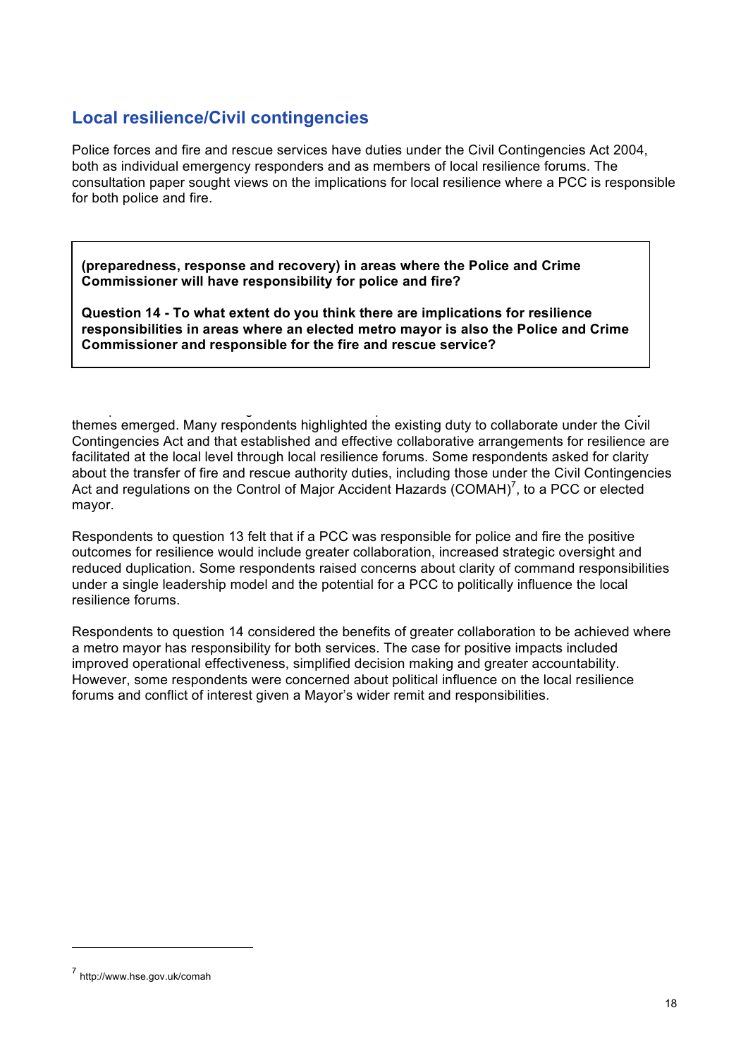## Local resilience/Civil contingencies

Police forces and fire and rescue services have duties under the Civil Contingencies Act 2004, both as individual emergency responders and as members of local resilience forums. The consultation paper sought views on the implications for local resilience where a PCC is responsible for both police and fire.

> **(preparedness, response and recovery) in areas where the Police and Crime Commissioner will have responsibility for police and fire?**
>
> **Question 14 - To what extent do you think there are implications for resilience responsibilities in areas where an elected metro mayor is also the Police and Crime Commissioner and responsible for the fire and rescue service?**

themes emerged. Many respondents highlighted the existing duty to collaborate under the Civil Contingencies Act and that established and effective collaborative arrangements for resilience are facilitated at the local level through local resilience forums. Some respondents asked for clarity about the transfer of fire and rescue authority duties, including those under the Civil Contingencies Act and regulations on the Control of Major Accident Hazards (COMAH)[7], to a PCC or elected mayor.

Respondents to question 13 felt that if a PCC was responsible for police and fire the positive outcomes for resilience would include greater collaboration, increased strategic oversight and reduced duplication. Some respondents raised concerns about clarity of command responsibilities under a single leadership model and the potential for a PCC to politically influence the local resilience forums.

Respondents to question 14 considered the benefits of greater collaboration to be achieved where a metro mayor has responsibility for both services. The case for positive impacts included improved operational effectiveness, simplified decision making and greater accountability. However, some respondents were concerned about political influence on the local resilience forums and conflict of interest given a Mayor's wider remit and responsibilities.

---

[7] http://www.hse.gov.uk/comah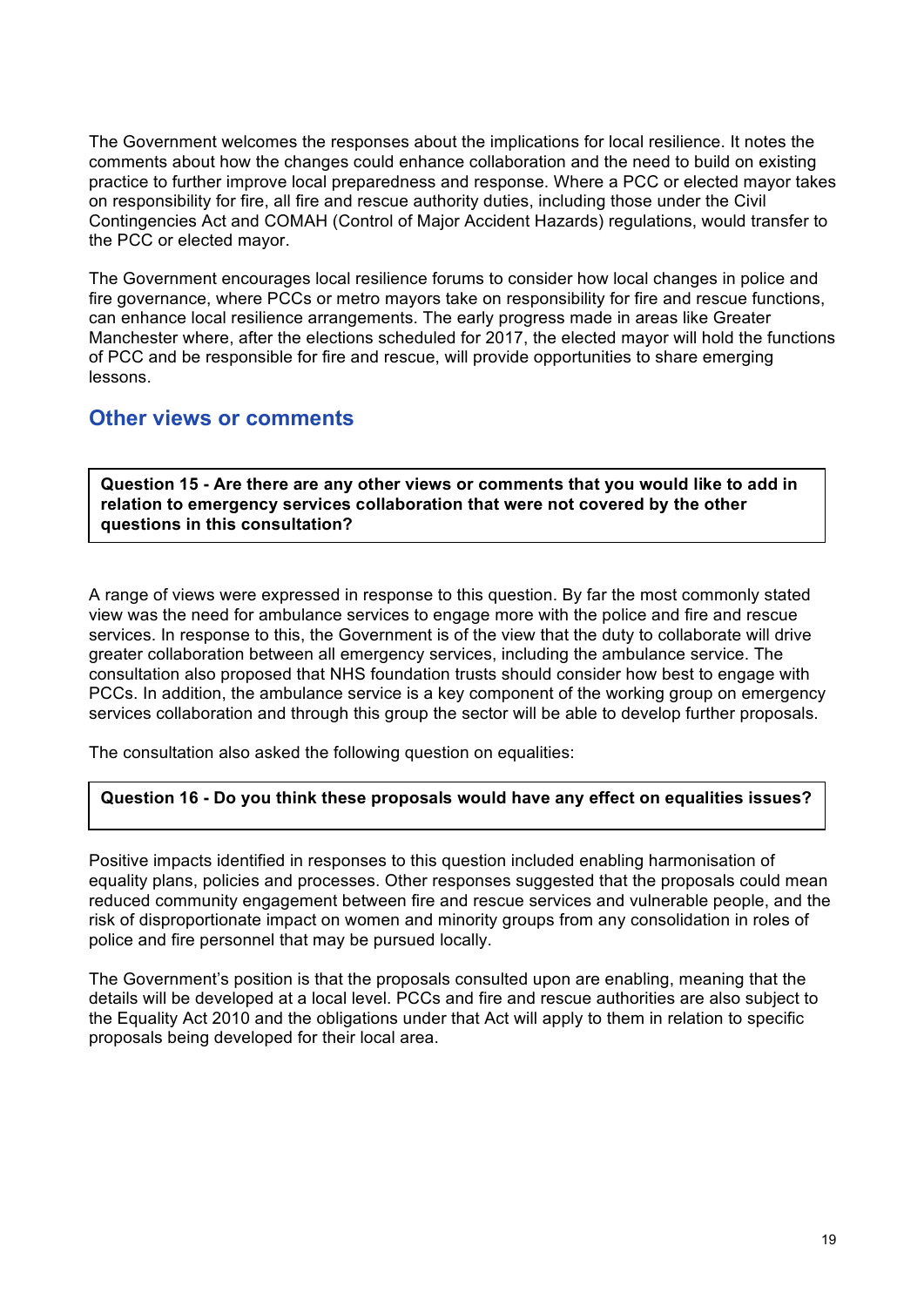The Government welcomes the responses about the implications for local resilience. It notes the comments about how the changes could enhance collaboration and the need to build on existing practice to further improve local preparedness and response. Where a PCC or elected mayor takes on responsibility for fire, all fire and rescue authority duties, including those under the Civil Contingencies Act and COMAH (Control of Major Accident Hazards) regulations, would transfer to the PCC or elected mayor.

The Government encourages local resilience forums to consider how local changes in police and fire governance, where PCCs or metro mayors take on responsibility for fire and rescue functions, can enhance local resilience arrangements. The early progress made in areas like Greater Manchester where, after the elections scheduled for 2017, the elected mayor will hold the functions of PCC and be responsible for fire and rescue, will provide opportunities to share emerging lessons.

## Other views or comments

**Question 15 - Are there are any other views or comments that you would like to add in relation to emergency services collaboration that were not covered by the other questions in this consultation?**

A range of views were expressed in response to this question. By far the most commonly stated view was the need for ambulance services to engage more with the police and fire and rescue services. In response to this, the Government is of the view that the duty to collaborate will drive greater collaboration between all emergency services, including the ambulance service. The consultation also proposed that NHS foundation trusts should consider how best to engage with PCCs. In addition, the ambulance service is a key component of the working group on emergency services collaboration and through this group the sector will be able to develop further proposals.

The consultation also asked the following question on equalities:

**Question 16 - Do you think these proposals would have any effect on equalities issues?**

Positive impacts identified in responses to this question included enabling harmonisation of equality plans, policies and processes. Other responses suggested that the proposals could mean reduced community engagement between fire and rescue services and vulnerable people, and the risk of disproportionate impact on women and minority groups from any consolidation in roles of police and fire personnel that may be pursued locally.

The Government's position is that the proposals consulted upon are enabling, meaning that the details will be developed at a local level. PCCs and fire and rescue authorities are also subject to the Equality Act 2010 and the obligations under that Act will apply to them in relation to specific proposals being developed for their local area.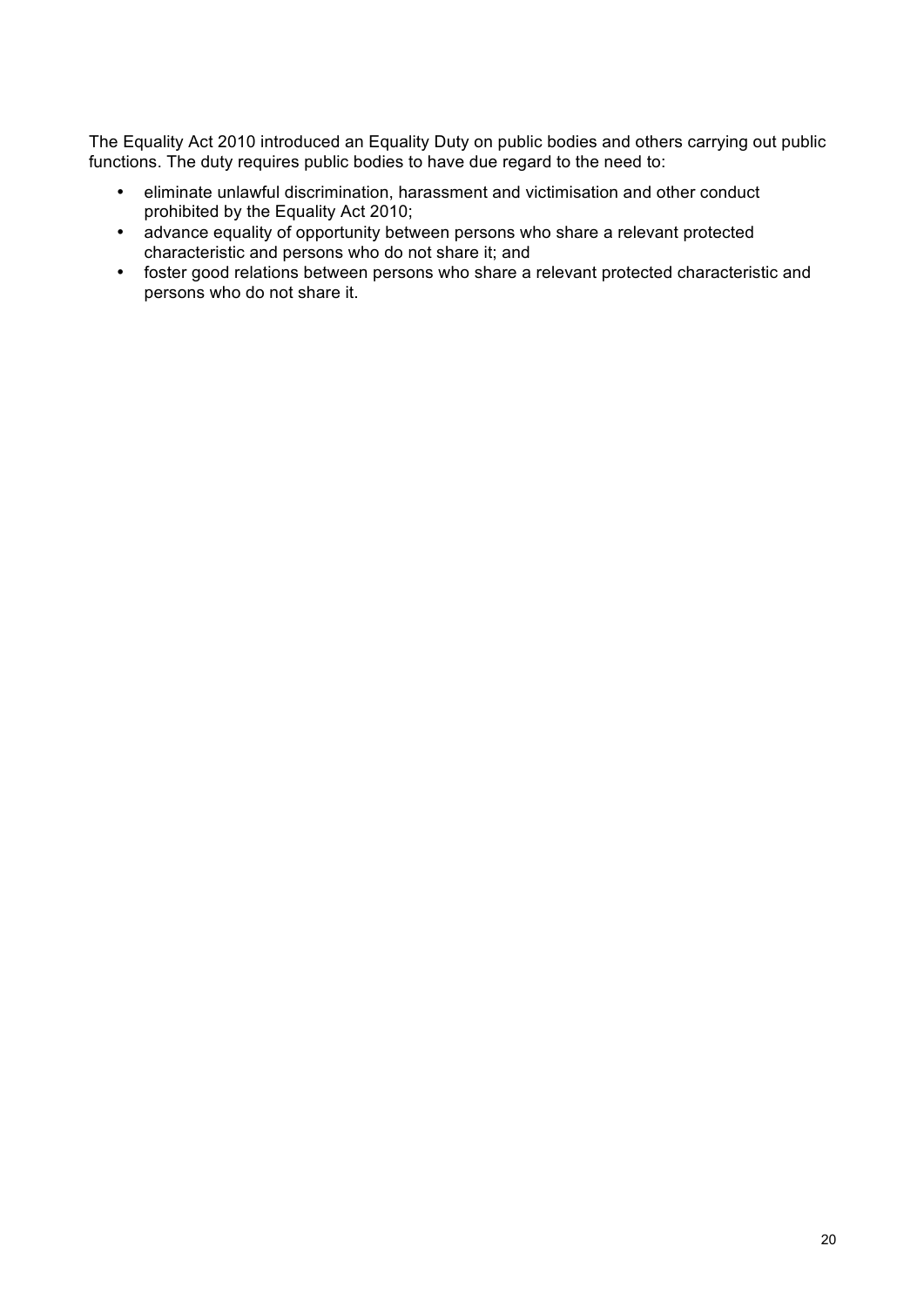The Equality Act 2010 introduced an Equality Duty on public bodies and others carrying out public functions. The duty requires public bodies to have due regard to the need to:

- eliminate unlawful discrimination, harassment and victimisation and other conduct prohibited by the Equality Act 2010;
- advance equality of opportunity between persons who share a relevant protected characteristic and persons who do not share it; and
- foster good relations between persons who share a relevant protected characteristic and persons who do not share it.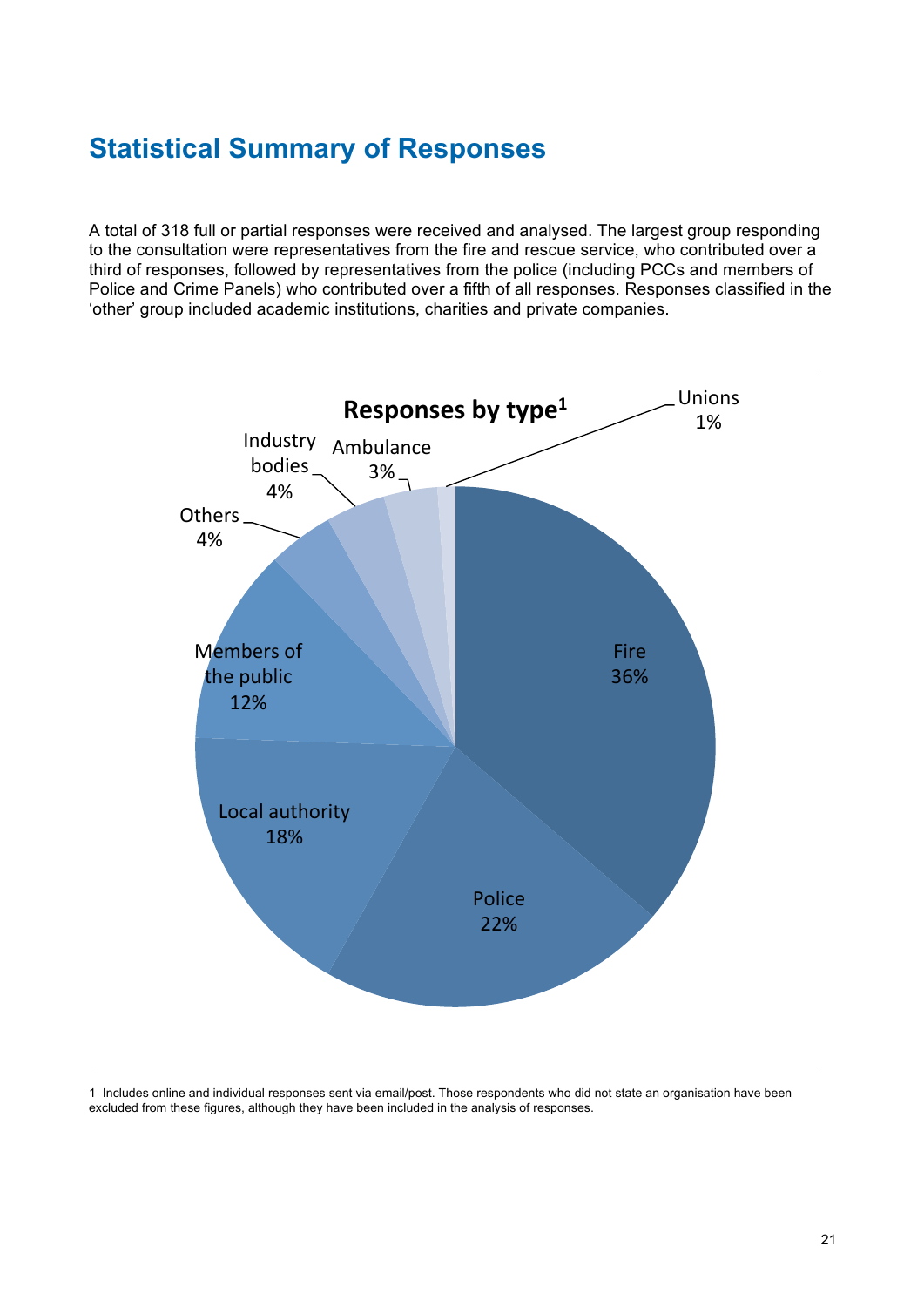## Statistical Summary of Responses

A total of 318 full or partial responses were received and analysed. The largest group responding to the consultation were representatives from the fire and rescue service, who contributed over a third of responses, followed by representatives from the police (including PCCs and members of Police and Crime Panels) who contributed over a fifth of all responses. Responses classified in the 'other' group included academic institutions, charities and private companies.

**Responses by type[1]**

| Type | Percentage |
|---|---|
| Fire | 36% |
| Police | 22% |
| Local authority | 18% |
| Members of the public | 12% |
| Others | 4% |
| Industry bodies | 4% |
| Ambulance | 3% |
| Unions | 1% |

1 Includes online and individual responses sent via email/post. Those respondents who did not state an organisation have been excluded from these figures, although they have been included in the analysis of responses.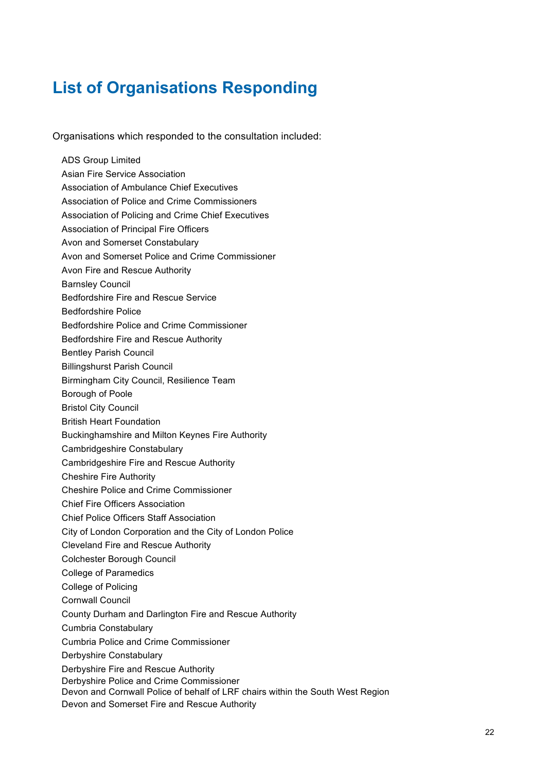# List of Organisations Responding

Organisations which responded to the consultation included:

ADS Group Limited
Asian Fire Service Association
Association of Ambulance Chief Executives
Association of Police and Crime Commissioners
Association of Policing and Crime Chief Executives
Association of Principal Fire Officers
Avon and Somerset Constabulary
Avon and Somerset Police and Crime Commissioner
Avon Fire and Rescue Authority
Barnsley Council
Bedfordshire Fire and Rescue Service
Bedfordshire Police
Bedfordshire Police and Crime Commissioner
Bedfordshire Fire and Rescue Authority
Bentley Parish Council
Billingshurst Parish Council
Birmingham City Council, Resilience Team
Borough of Poole
Bristol City Council
British Heart Foundation
Buckinghamshire and Milton Keynes Fire Authority
Cambridgeshire Constabulary
Cambridgeshire Fire and Rescue Authority
Cheshire Fire Authority
Cheshire Police and Crime Commissioner
Chief Fire Officers Association
Chief Police Officers Staff Association
City of London Corporation and the City of London Police
Cleveland Fire and Rescue Authority
Colchester Borough Council
College of Paramedics
College of Policing
Cornwall Council
County Durham and Darlington Fire and Rescue Authority
Cumbria Constabulary
Cumbria Police and Crime Commissioner
Derbyshire Constabulary
Derbyshire Fire and Rescue Authority
Derbyshire Police and Crime Commissioner
Devon and Cornwall Police of behalf of LRF chairs within the South West Region
Devon and Somerset Fire and Rescue Authority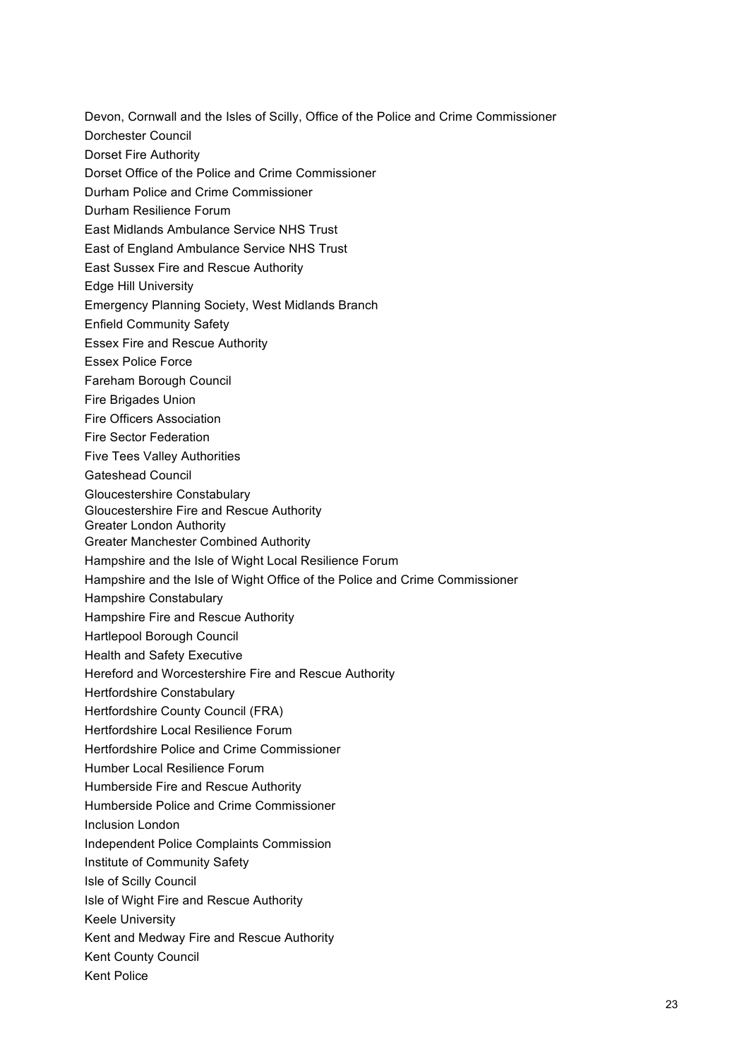Devon, Cornwall and the Isles of Scilly, Office of the Police and Crime Commissioner

Dorchester Council

Dorset Fire Authority

Dorset Office of the Police and Crime Commissioner

Durham Police and Crime Commissioner

Durham Resilience Forum

East Midlands Ambulance Service NHS Trust

East of England Ambulance Service NHS Trust

East Sussex Fire and Rescue Authority

Edge Hill University

Emergency Planning Society, West Midlands Branch

Enfield Community Safety

Essex Fire and Rescue Authority

Essex Police Force

Fareham Borough Council

Fire Brigades Union

Fire Officers Association

Fire Sector Federation

Five Tees Valley Authorities

Gateshead Council

Gloucestershire Constabulary

Gloucestershire Fire and Rescue Authority

Greater London Authority

Greater Manchester Combined Authority

Hampshire and the Isle of Wight Local Resilience Forum

Hampshire and the Isle of Wight Office of the Police and Crime Commissioner

Hampshire Constabulary

Hampshire Fire and Rescue Authority

Hartlepool Borough Council

Health and Safety Executive

Hereford and Worcestershire Fire and Rescue Authority

Hertfordshire Constabulary

Hertfordshire County Council (FRA)

Hertfordshire Local Resilience Forum

Hertfordshire Police and Crime Commissioner

Humber Local Resilience Forum

Humberside Fire and Rescue Authority

Humberside Police and Crime Commissioner

Inclusion London

Independent Police Complaints Commission

Institute of Community Safety

Isle of Scilly Council

Isle of Wight Fire and Rescue Authority

Keele University

Kent and Medway Fire and Rescue Authority

Kent County Council

Kent Police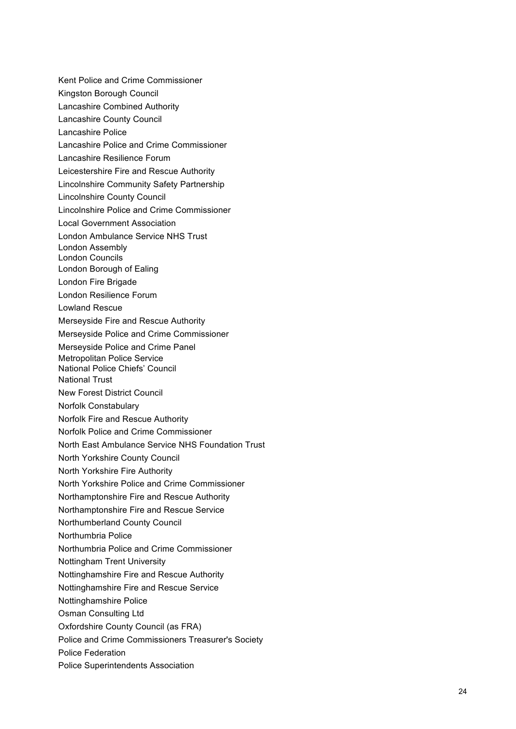Kent Police and Crime Commissioner

Kingston Borough Council

Lancashire Combined Authority

Lancashire County Council

Lancashire Police

Lancashire Police and Crime Commissioner

Lancashire Resilience Forum

Leicestershire Fire and Rescue Authority

Lincolnshire Community Safety Partnership

Lincolnshire County Council

Lincolnshire Police and Crime Commissioner

Local Government Association

London Ambulance Service NHS Trust

London Assembly

London Councils

London Borough of Ealing

London Fire Brigade

London Resilience Forum

Lowland Rescue

Merseyside Fire and Rescue Authority

Merseyside Police and Crime Commissioner

Merseyside Police and Crime Panel

Metropolitan Police Service

National Police Chiefs' Council

National Trust

New Forest District Council

Norfolk Constabulary

Norfolk Fire and Rescue Authority

Norfolk Police and Crime Commissioner

North East Ambulance Service NHS Foundation Trust

North Yorkshire County Council

North Yorkshire Fire Authority

North Yorkshire Police and Crime Commissioner

Northamptonshire Fire and Rescue Authority

Northamptonshire Fire and Rescue Service

Northumberland County Council

Northumbria Police

Northumbria Police and Crime Commissioner

Nottingham Trent University

Nottinghamshire Fire and Rescue Authority

Nottinghamshire Fire and Rescue Service

Nottinghamshire Police

Osman Consulting Ltd

Oxfordshire County Council (as FRA)

Police and Crime Commissioners Treasurer's Society

Police Federation

Police Superintendents Association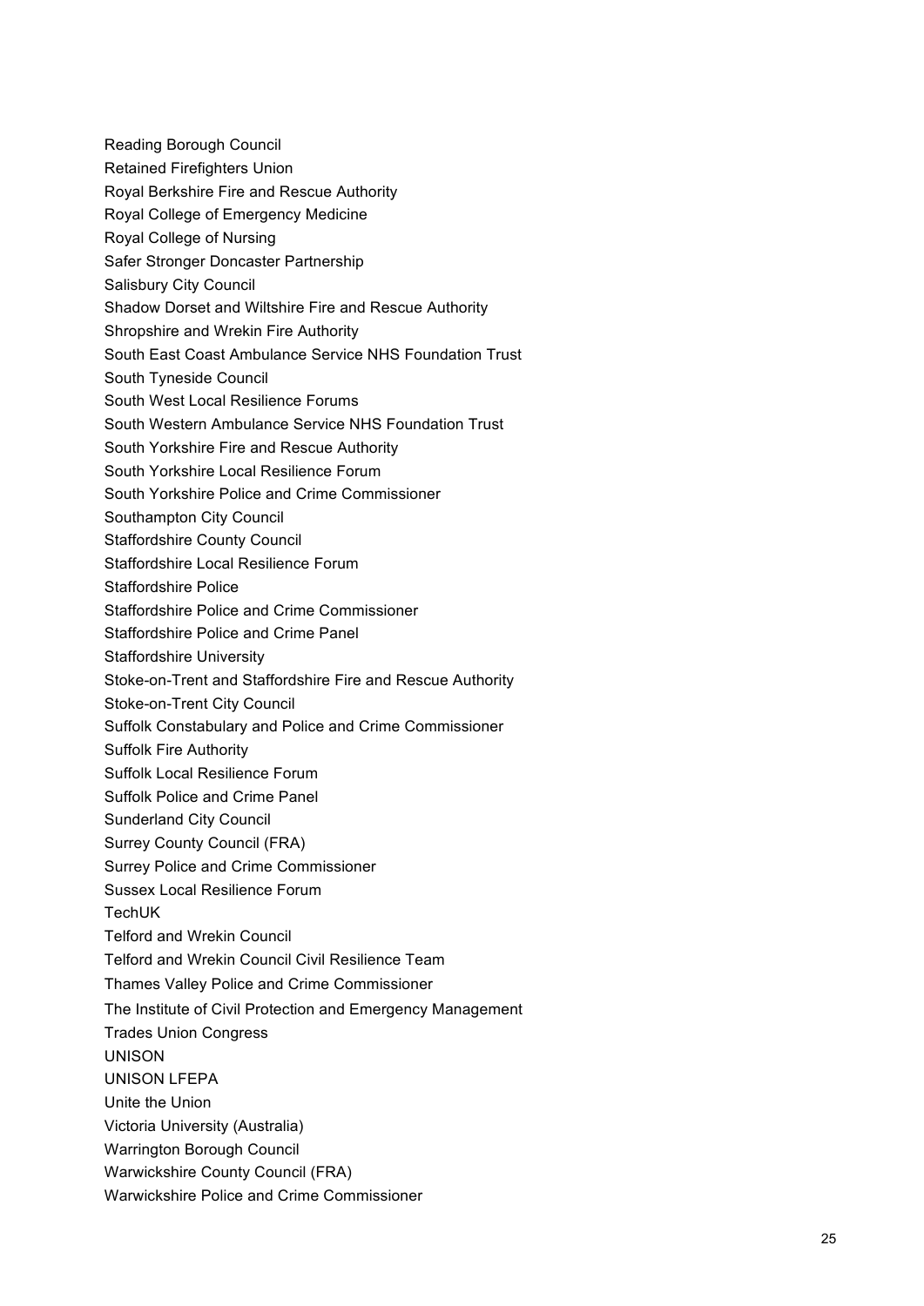Reading Borough Council

Retained Firefighters Union

Royal Berkshire Fire and Rescue Authority

Royal College of Emergency Medicine

Royal College of Nursing

Safer Stronger Doncaster Partnership

Salisbury City Council

Shadow Dorset and Wiltshire Fire and Rescue Authority

Shropshire and Wrekin Fire Authority

South East Coast Ambulance Service NHS Foundation Trust

South Tyneside Council

South West Local Resilience Forums

South Western Ambulance Service NHS Foundation Trust

South Yorkshire Fire and Rescue Authority

South Yorkshire Local Resilience Forum

South Yorkshire Police and Crime Commissioner

Southampton City Council

Staffordshire County Council

Staffordshire Local Resilience Forum

Staffordshire Police

Staffordshire Police and Crime Commissioner

Staffordshire Police and Crime Panel

Staffordshire University

Stoke-on-Trent and Staffordshire Fire and Rescue Authority

Stoke-on-Trent City Council

Suffolk Constabulary and Police and Crime Commissioner

Suffolk Fire Authority

Suffolk Local Resilience Forum

Suffolk Police and Crime Panel

Sunderland City Council

Surrey County Council (FRA)

Surrey Police and Crime Commissioner

Sussex Local Resilience Forum

TechUK

Telford and Wrekin Council

Telford and Wrekin Council Civil Resilience Team

Thames Valley Police and Crime Commissioner

The Institute of Civil Protection and Emergency Management

Trades Union Congress

UNISON

UNISON LFEPA

Unite the Union

Victoria University (Australia)

Warrington Borough Council

Warwickshire County Council (FRA)

Warwickshire Police and Crime Commissioner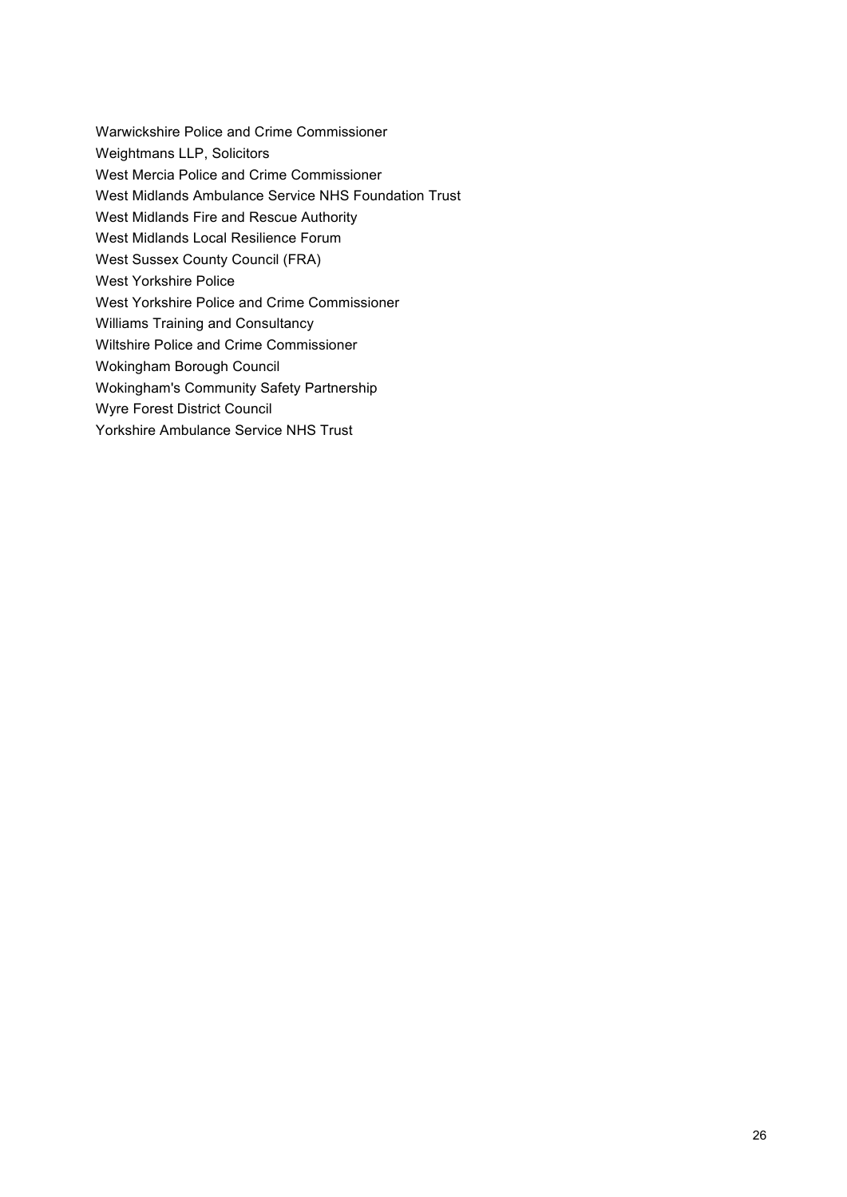Warwickshire Police and Crime Commissioner

Weightmans LLP, Solicitors

West Mercia Police and Crime Commissioner

West Midlands Ambulance Service NHS Foundation Trust

West Midlands Fire and Rescue Authority

West Midlands Local Resilience Forum

West Sussex County Council (FRA)

West Yorkshire Police

West Yorkshire Police and Crime Commissioner

Williams Training and Consultancy

Wiltshire Police and Crime Commissioner

Wokingham Borough Council

Wokingham's Community Safety Partnership

Wyre Forest District Council

Yorkshire Ambulance Service NHS Trust